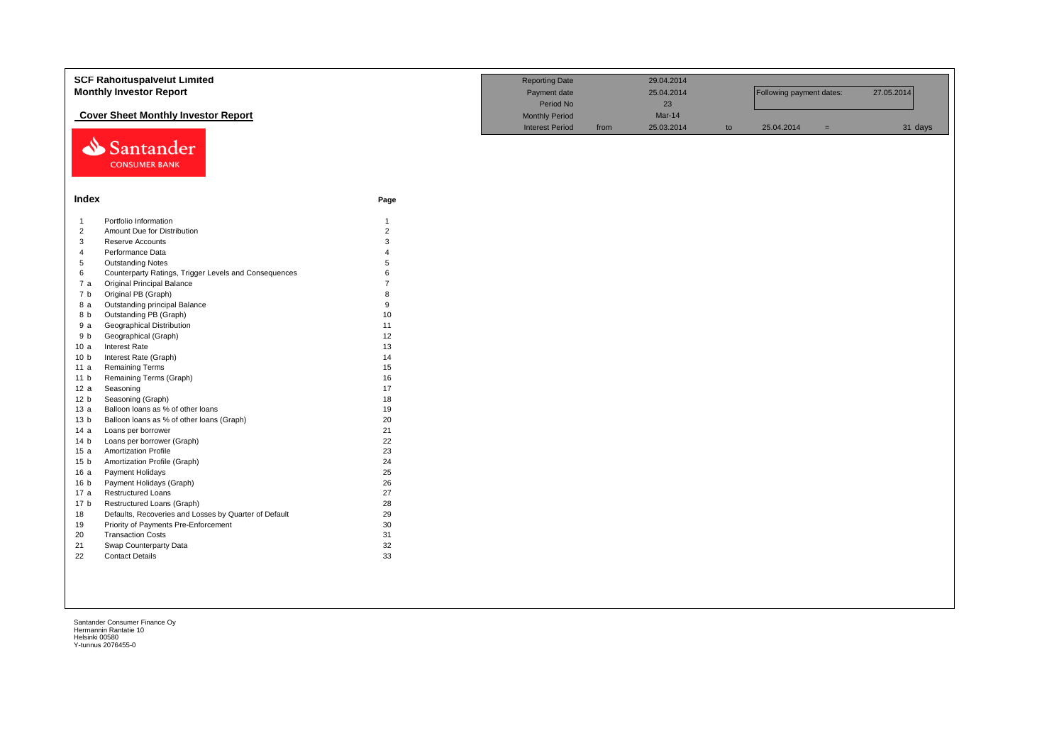**SCF Rahoituspalvelut Limited**
**Monthly Investor Report**

## Cover Sheet Monthly Investor Report

| | | | | | | | |
|---|---|---|---|---|---|---|---|
| Reporting Date | | 29.04.2014 | | | | | |
| Payment date | | 25.04.2014 | | Following payment dates: | | 27.05.2014 | |
| Period No | | 23 | | | | | |
| Monthly Period | | Mar-14 | | | | | |
| Interest Period | from | 25.03.2014 | to | 25.04.2014 | = | 31 | days |

Santander
CONSUMER BANK

## Index

| | | Page |
|---|---|---|
| 1 | Portfolio Information | 1 |
| 2 | Amount Due for Distribution | 2 |
| 3 | Reserve Accounts | 3 |
| 4 | Performance Data | 4 |
| 5 | Outstanding Notes | 5 |
| 6 | Counterparty Ratings, Trigger Levels and Consequences | 6 |
| 7 a | Original Principal Balance | 7 |
| 7 b | Original PB (Graph) | 8 |
| 8 a | Outstanding principal Balance | 9 |
| 8 b | Outstanding PB (Graph) | 10 |
| 9 a | Geographical Distribution | 11 |
| 9 b | Geographical (Graph) | 12 |
| 10 a | Interest Rate | 13 |
| 10 b | Interest Rate (Graph) | 14 |
| 11 a | Remaining Terms | 15 |
| 11 b | Remaining Terms (Graph) | 16 |
| 12 a | Seasoning | 17 |
| 12 b | Seasoning (Graph) | 18 |
| 13 a | Balloon loans as % of other loans | 19 |
| 13 b | Balloon loans as % of other loans (Graph) | 20 |
| 14 a | Loans per borrower | 21 |
| 14 b | Loans per borrower (Graph) | 22 |
| 15 a | Amortization Profile | 23 |
| 15 b | Amortization Profile (Graph) | 24 |
| 16 a | Payment Holidays | 25 |
| 16 b | Payment Holidays (Graph) | 26 |
| 17 a | Restructured Loans | 27 |
| 17 b | Restructured Loans (Graph) | 28 |
| 18 | Defaults, Recoveries and Losses by Quarter of Default | 29 |
| 19 | Priority of Payments Pre-Enforcement | 30 |
| 20 | Transaction Costs | 31 |
| 21 | Swap Counterparty Data | 32 |
| 22 | Contact Details | 33 |

Santander Consumer Finance Oy
Hermannin Rantatie 10
Helsinki 00580
Y-tunnus 2076455-0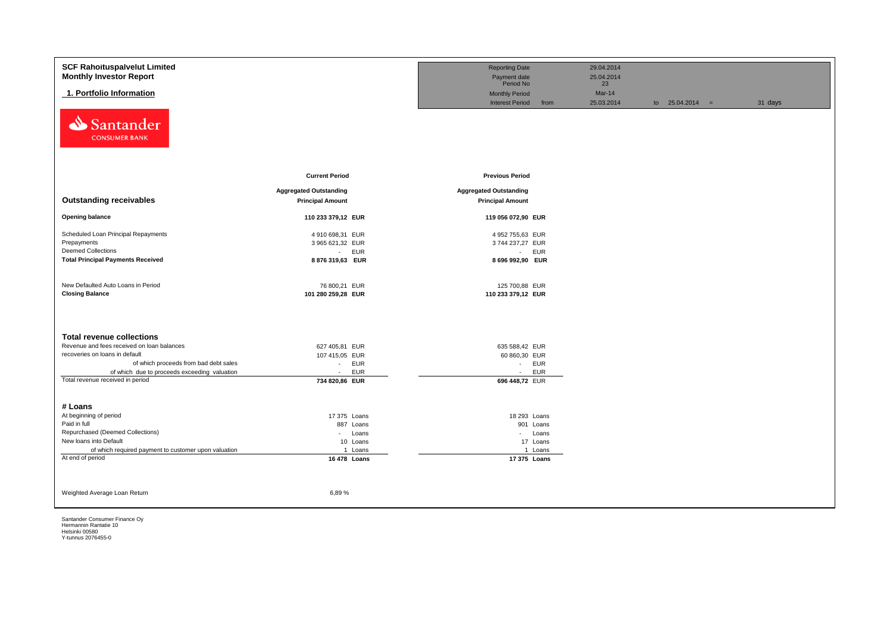**SCF Rahoituspalvelut Limited**
**Monthly Investor Report**

**1. Portfolio Information**

| | | | | |
|---|---|---|---|---|
| Reporting Date | | 29.04.2014 | | |
| Payment date | | 25.04.2014 | | |
| Period No | | 23 | | |
| Monthly Period | | Mar-14 | | |
| Interest Period | from | 25.03.2014 | to 25.04.2014 = | 31 days |

| | Current Period | | Previous Period | |
|---|---|---|---|---|
| **Outstanding receivables** | **Aggregated Outstanding Principal Amount** | | **Aggregated Outstanding Principal Amount** | |
| **Opening balance** | **110 233 379,12** | **EUR** | **119 056 072,90** | **EUR** |
| Scheduled Loan Principal Repayments | 4 910 698,31 | EUR | 4 952 755,63 | EUR |
| Prepayments | 3 965 621,32 | EUR | 3 744 237,27 | EUR |
| Deemed Collections | - | EUR | - | EUR |
| **Total Principal Payments Received** | **8 876 319,63** | **EUR** | **8 696 992,90** | **EUR** |
| New Defaulted Auto Loans in Period | 76 800,21 | EUR | 125 700,88 | EUR |
| **Closing Balance** | **101 280 259,28** | **EUR** | **110 233 379,12** | **EUR** |

| **Total revenue collections** | | | | |
|---|---|---|---|---|
| Revenue and fees received on loan balances | 627 405,81 | EUR | 635 588,42 | EUR |
| recoveries on loans in default | 107 415,05 | EUR | 60 860,30 | EUR |
| of which proceeds from bad debt sales | - | EUR | - | EUR |
| of which due to proceeds exceeding valuation | - | EUR | - | EUR |
| Total revenue received in period | **734 820,86** | **EUR** | **696 448,72** | EUR |

| **# Loans** | | | | |
|---|---|---|---|---|
| At beginning of period | 17 375 | Loans | 18 293 | Loans |
| Paid in full | 887 | Loans | 901 | Loans |
| Repurchased (Deemed Collections) | - | Loans | - | Loans |
| New loans into Default | 10 | Loans | 17 | Loans |
| of which required payment to customer upon valuation | 1 | Loans | 1 | Loans |
| At end of period | **16 478** | **Loans** | **17 375** | **Loans** |

| | |
|---|---|
| Weighted Average Loan Return | 6,89 % |

Santander Consumer Finance Oy
Hermannin Rantatie 10
Helsinki 00580
Y-tunnus 2076455-0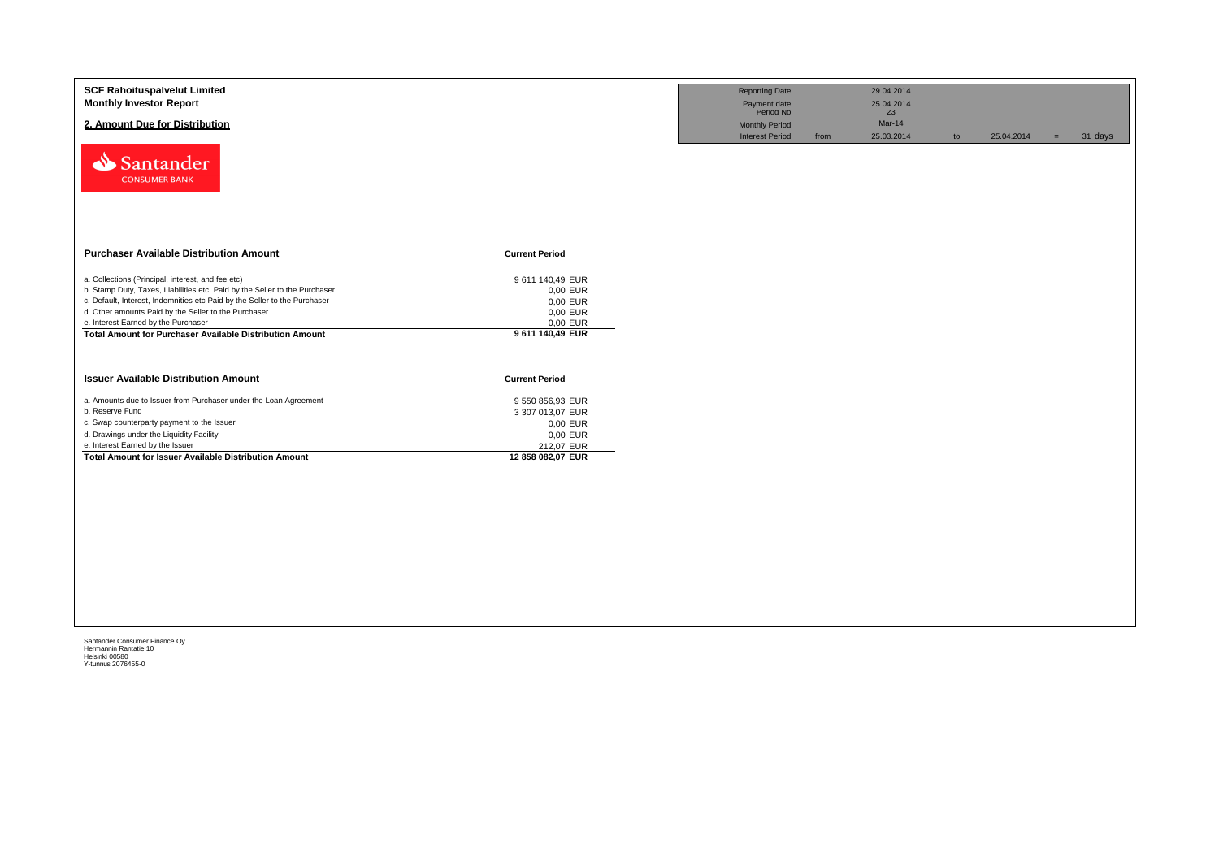**SCF Rahoituspalvelut Limited**
**Monthly Investor Report**

## 2. Amount Due for Distribution

| | | | | | | |
|---|---|---|---|---|---|---|
| Reporting Date | | 29.04.2014 | | | | |
| Payment date | | 25.04.2014 | | | | |
| Period No | | 23 | | | | |
| Monthly Period | | Mar-14 | | | | |
| Interest Period | from | 25.03.2014 | to | 25.04.2014 | = | 31 days |

| Purchaser Available Distribution Amount | Current Period |
|---|---|
| a. Collections (Principal, interest, and fee etc) | 9 611 140,49 EUR |
| b. Stamp Duty, Taxes, Liabilities etc. Paid by the Seller to the Purchaser | 0,00 EUR |
| c. Default, Interest, Indemnities etc Paid by the Seller to the Purchaser | 0,00 EUR |
| d. Other amounts Paid by the Seller to the Purchaser | 0,00 EUR |
| e. Interest Earned by the Purchaser | 0,00 EUR |
| **Total Amount for Purchaser Available Distribution Amount** | **9 611 140,49 EUR** |

| Issuer Available Distribution Amount | Current Period |
|---|---|
| a. Amounts due to Issuer from Purchaser under the Loan Agreement | 9 550 856,93 EUR |
| b. Reserve Fund | 3 307 013,07 EUR |
| c. Swap counterparty payment to the Issuer | 0,00 EUR |
| d. Drawings under the Liquidity Facility | 0,00 EUR |
| e. Interest Earned by the Issuer | 212,07 EUR |
| **Total Amount for Issuer Available Distribution Amount** | **12 858 082,07 EUR** |

Santander Consumer Finance Oy
Hermannin Rantatie 10
Helsinki 00580
Y-tunnus 2076455-0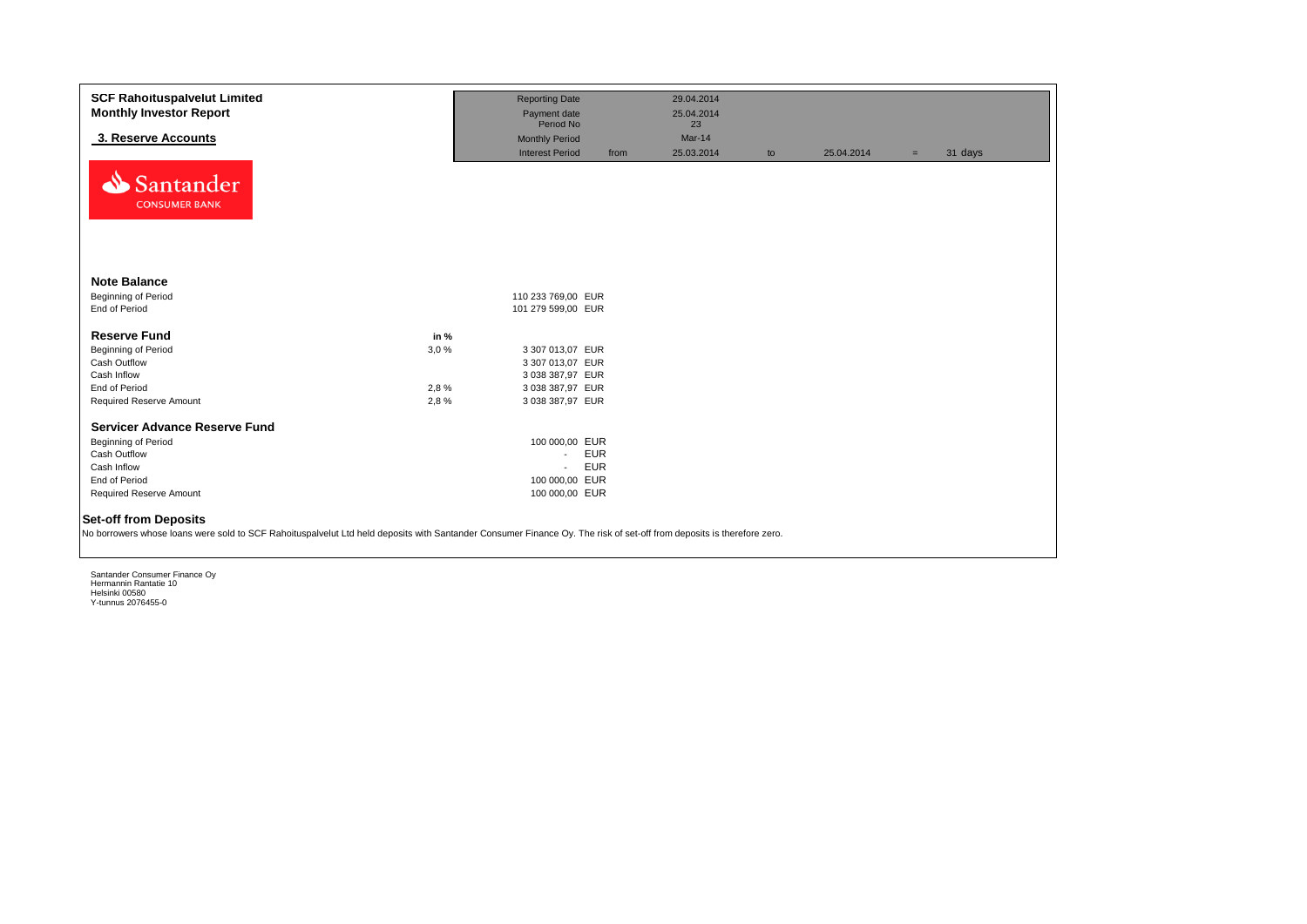**SCF Rahoituspalvelut Limited**
**Monthly Investor Report**

**3. Reserve Accounts**

| | | | | | | |
|---|---|---|---|---|---|---|
| Reporting Date | | 29.04.2014 | | | | |
| Payment date | | 25.04.2014 | | | | |
| Period No | | 23 | | | | |
| Monthly Period | | Mar-14 | | | | |
| Interest Period | from | 25.03.2014 | to | 25.04.2014 | = | 31 days |

**Note Balance**

| | | |
|---|---|---|
| Beginning of Period | 110 233 769,00 | EUR |
| End of Period | 101 279 599,00 | EUR |

**Reserve Fund**

| | in % | | |
|---|---|---|---|
| Beginning of Period | 3,0 % | 3 307 013,07 | EUR |
| Cash Outflow | | 3 307 013,07 | EUR |
| Cash Inflow | | 3 038 387,97 | EUR |
| End of Period | 2,8 % | 3 038 387,97 | EUR |
| Required Reserve Amount | 2,8 % | 3 038 387,97 | EUR |

**Servicer Advance Reserve Fund**

| | | |
|---|---|---|
| Beginning of Period | 100 000,00 | EUR |
| Cash Outflow | - | EUR |
| Cash Inflow | - | EUR |
| End of Period | 100 000,00 | EUR |
| Required Reserve Amount | 100 000,00 | EUR |

**Set-off from Deposits**

No borrowers whose loans were sold to SCF Rahoituspalvelut Ltd held deposits with Santander Consumer Finance Oy. The risk of set-off from deposits is therefore zero.

Santander Consumer Finance Oy
Hermannin Rantatie 10
Helsinki 00580
Y-tunnus 2076455-0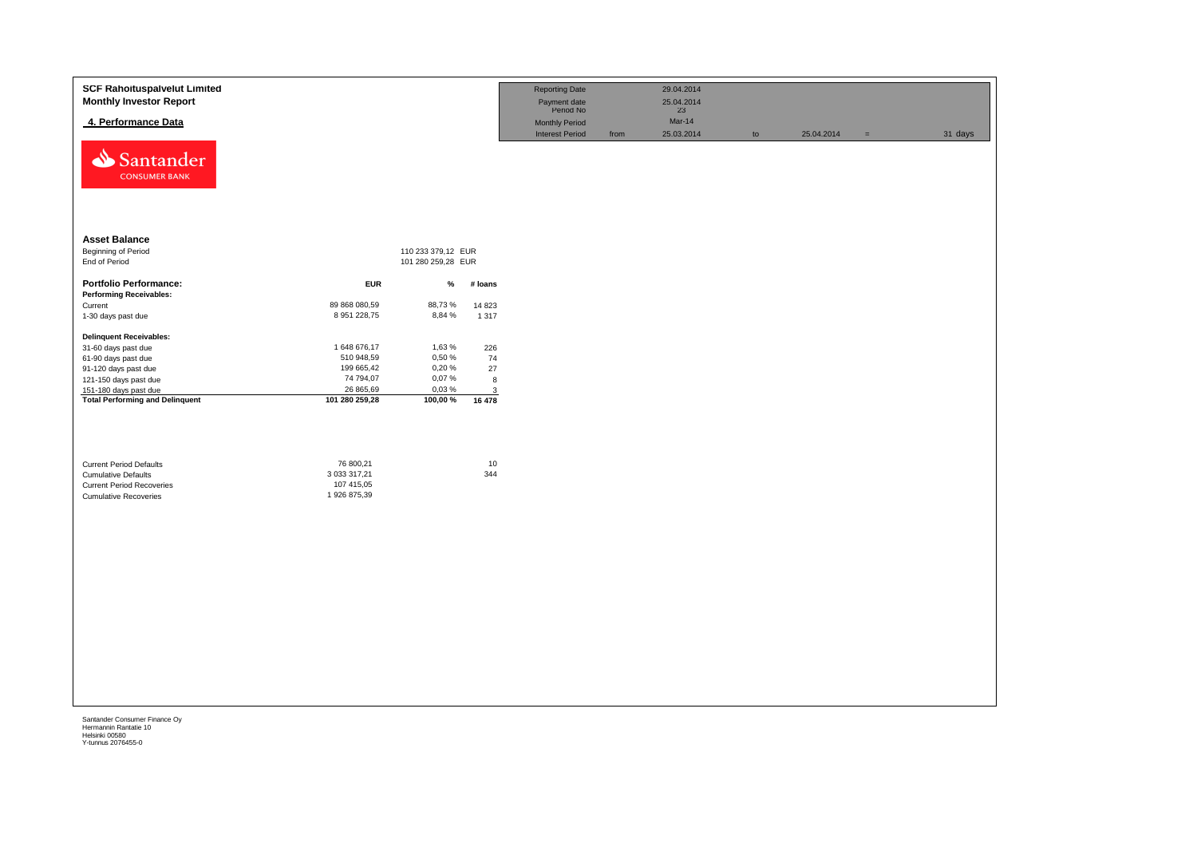**SCF Rahoituspalvelut Limited**
**Monthly Investor Report**

## 4. Performance Data

| | | | | | | | |
|---|---|---|---|---|---|---|---|
| Reporting Date | | 29.04.2014 | | | | | |
| Payment date | | 25.04.2014 | | | | | |
| Period No | | 23 | | | | | |
| Monthly Period | | Mar-14 | | | | | |
| Interest Period | from | 25.03.2014 | to | 25.04.2014 | = | 31 | days |

### Asset Balance

| | |
|---|---|
| Beginning of Period | 110 233 379,12 EUR |
| End of Period | 101 280 259,28 EUR |

| **Portfolio Performance:** | **EUR** | **%** | **# loans** |
|---|---|---|---|
| **Performing Receivables:** | | | |
| Current | 89 868 080,59 | 88,73 % | 14 823 |
| 1-30 days past due | 8 951 228,75 | 8,84 % | 1 317 |
| **Delinquent Receivables:** | | | |
| 31-60 days past due | 1 648 676,17 | 1,63 % | 226 |
| 61-90 days past due | 510 948,59 | 0,50 % | 74 |
| 91-120 days past due | 199 665,42 | 0,20 % | 27 |
| 121-150 days past due | 74 794,07 | 0,07 % | 8 |
| 151-180 days past due | 26 865,69 | 0,03 % | 3 |
| **Total Performing and Delinquent** | **101 280 259,28** | **100,00 %** | **16 478** |

| | | |
|---|---|---|
| Current Period Defaults | 76 800,21 | 10 |
| Cumulative Defaults | 3 033 317,21 | 344 |
| Current Period Recoveries | 107 415,05 | |
| Cumulative Recoveries | 1 926 875,39 | |

Santander Consumer Finance Oy
Hermannin Rantatie 10
Helsinki 00580
Y-tunnus 2076455-0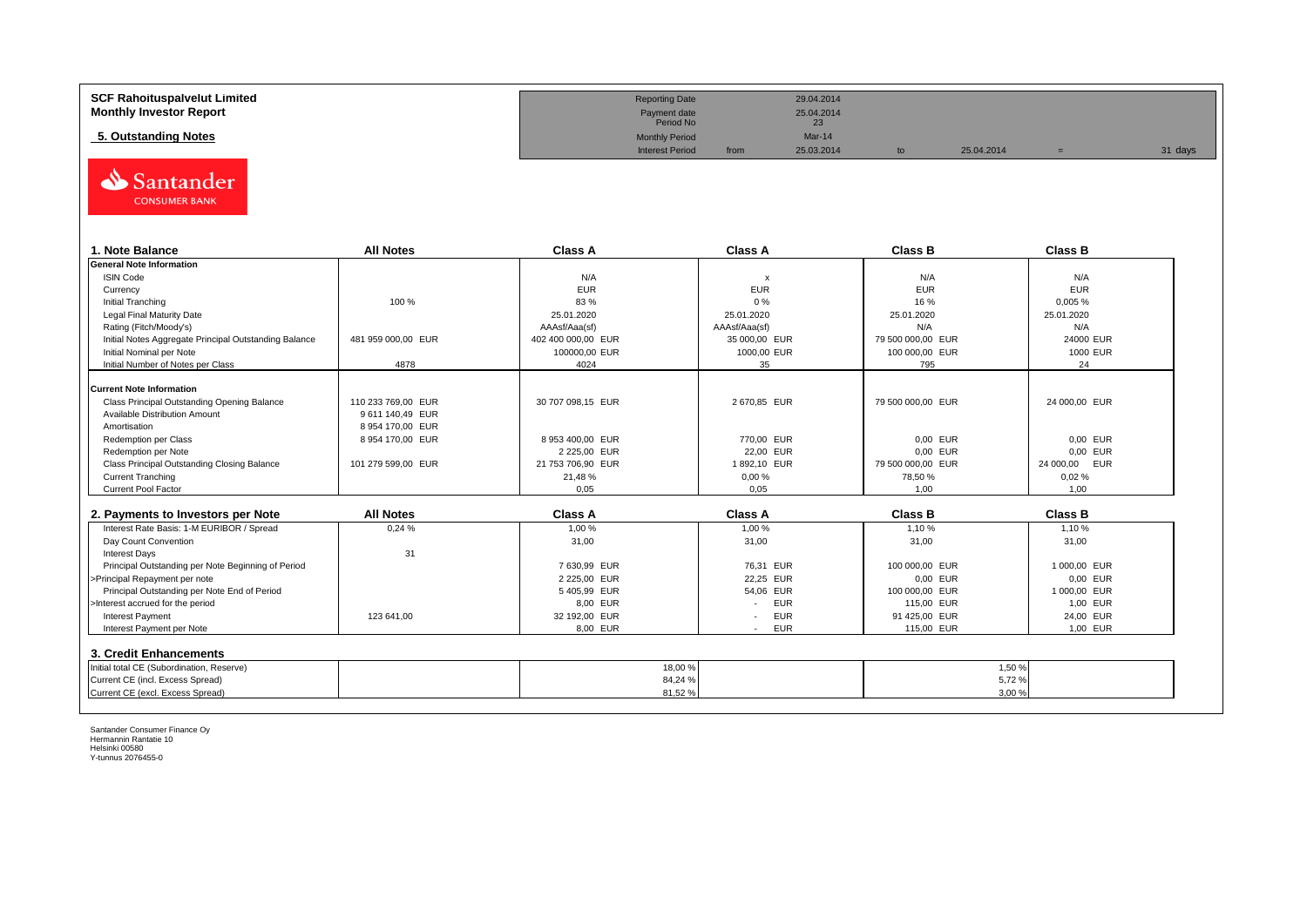**SCF Rahoituspalvelut Limited**
**Monthly Investor Report**

**5. Outstanding Notes**

| | | | | | | |
|---|---|---|---|---|---|---|
| Reporting Date | | 29.04.2014 | | | | |
| Payment date | | 25.04.2014 | | | | |
| Period No | | 23 | | | | |
| Monthly Period | | Mar-14 | | | | |
| Interest Period | from | 25.03.2014 | to | 25.04.2014 | = | 31 days |

Santander CONSUMER BANK

| 1. Note Balance | All Notes | Class A | Class A | Class B | Class B |
|---|---|---|---|---|---|
| **General Note Information** | | | | | |
| ISIN Code | | N/A | x | N/A | N/A |
| Currency | | EUR | EUR | EUR | EUR |
| Initial Tranching | 100 % | 83 % | 0 % | 16 % | 0,005 % |
| Legal Final Maturity Date | | 25.01.2020 | 25.01.2020 | 25.01.2020 | 25.01.2020 |
| Rating (Fitch/Moody's) | | AAAsf/Aaa(sf) | AAAsf/Aaa(sf) | N/A | N/A |
| Initial Notes Aggregate Principal Outstanding Balance | 481 959 000,00 EUR | 402 400 000,00 EUR | 35 000,00 EUR | 79 500 000,00 EUR | 24000 EUR |
| Initial Nominal per Note | | 100000,00 EUR | 1000,00 EUR | 100 000,00 EUR | 1000 EUR |
| Initial Number of Notes per Class | 4878 | 4024 | 35 | 795 | 24 |
| **Current Note Information** | | | | | |
| Class Principal Outstanding Opening Balance | 110 233 769,00 EUR | 30 707 098,15 EUR | 2 670,85 EUR | 79 500 000,00 EUR | 24 000,00 EUR |
| Available Distribution Amount | 9 611 140,49 EUR | | | | |
| Amortisation | 8 954 170,00 EUR | | | | |
| Redemption per Class | 8 954 170,00 EUR | 8 953 400,00 EUR | 770,00 EUR | 0,00 EUR | 0,00 EUR |
| Redemption per Note | | 2 225,00 EUR | 22,00 EUR | 0,00 EUR | 0,00 EUR |
| Class Principal Outstanding Closing Balance | 101 279 599,00 EUR | 21 753 706,90 EUR | 1 892,10 EUR | 79 500 000,00 EUR | 24 000,00 EUR |
| Current Tranching | | 21,48 % | 0,00 % | 78,50 % | 0,02 % |
| Current Pool Factor | | 0,05 | 0,05 | 1,00 | 1,00 |

| 2. Payments to Investors per Note | All Notes | Class A | Class A | Class B | Class B |
|---|---|---|---|---|---|
| Interest Rate Basis: 1-M EURIBOR / Spread | 0,24 % | 1,00 % | 1,00 % | 1,10 % | 1,10 % |
| Day Count Convention | | 31,00 | 31,00 | 31,00 | 31,00 |
| Interest Days | 31 | | | | |
| Principal Outstanding per Note Beginning of Period | | 7 630,99 EUR | 76,31 EUR | 100 000,00 EUR | 1 000,00 EUR |
| >Principal Repayment per note | | 2 225,00 EUR | 22,25 EUR | 0,00 EUR | 0,00 EUR |
| Principal Outstanding per Note End of Period | | 5 405,99 EUR | 54,06 EUR | 100 000,00 EUR | 1 000,00 EUR |
| >Interest accrued for the period | | 8,00 EUR | - EUR | 115,00 EUR | 1,00 EUR |
| Interest Payment | 123 641,00 | 32 192,00 EUR | - EUR | 91 425,00 EUR | 24,00 EUR |
| Interest Payment per Note | | 8,00 EUR | - EUR | 115,00 EUR | 1,00 EUR |

**3. Credit Enhancements**

| | | | | | |
|---|---|---|---|---|---|
| Initial total CE (Subordination, Reserve) | | 18,00 % | | 1,50 % | |
| Current CE (incl. Excess Spread) | | 84,24 % | | 5,72 % | |
| Current CE (excl. Excess Spread) | | 81,52 % | | 3,00 % | |

Santander Consumer Finance Oy
Hermannin Rantatie 10
Helsinki 00580
Y-tunnus 2076455-0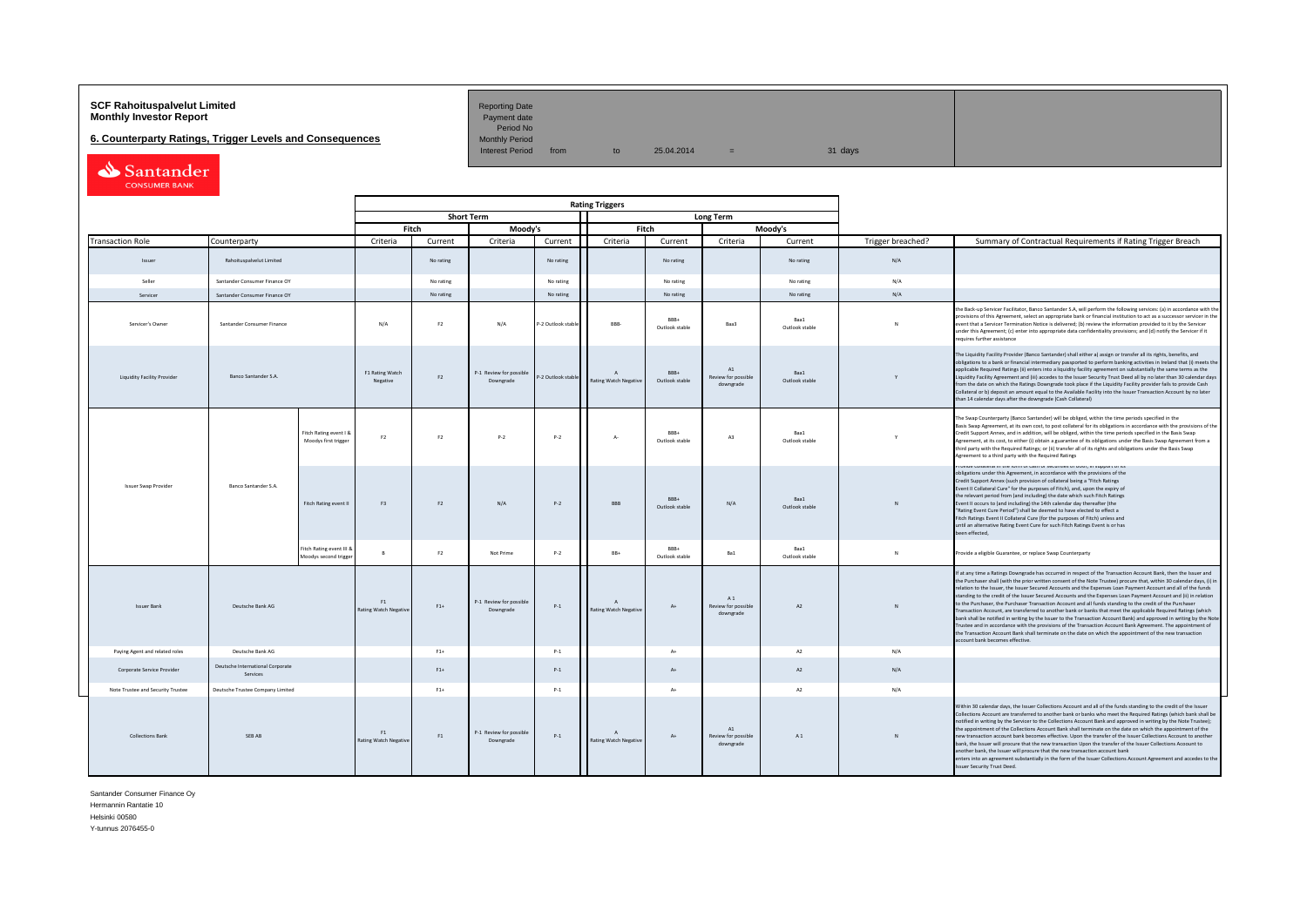**SCF Rahoituspalvelut Limited**
**Monthly Investor Report**

**6. Counterparty Ratings, Trigger Levels and Consequences**

| | | | | |
|---|---|---|---|---|
| Reporting Date | | | | |
| Payment date | | | | |
| Period No | | | | |
| Monthly Period | | | | |
| Interest Period | from | to | 25.04.2014 | = 31 days |

| | | | Rating Triggers | | | | | | | | | |
|---|---|---|---|---|---|---|---|---|---|---|---|---|
| | | | Short Term | | | | Long Term | | | | | |
| | | | Fitch | | Moody's | | Fitch | | Moody's | | | |
| Transaction Role | Counterparty | | Criteria | Current | Criteria | Current | Criteria | Current | Criteria | Current | Trigger breached? | Summary of Contractual Requirements if Rating Trigger Breach |
| Issuer | Rahoituspalvelut Limited | | | No rating | | No rating | | No rating | | No rating | N/A | |
| Seller | Santander Consumer Finance OY | | | No rating | | No rating | | No rating | | No rating | N/A | |
| Servicer | Santander Consumer Finance OY | | | No rating | | No rating | | No rating | | No rating | N/A | |
| Servicer's Owner | Santander Consumer Finance | | N/A | F2 | N/A | P-2 Outlook stable | BBB- | BBB+ Outlook stable | Baa3 | Baa1 Outlook stable | N | the Back-up Servicer Facilitator, Banco Santander S.A, will perform the following services: (a) in accordance with the provisions of this Agreement, select an appropriate bank or financial institution to act as a successor servicer in the event that a Servicer Termination Notice is delivered; (b) review the information provided to it by the Servicer under this Agreement; (c) enter into appropriate data confidentiality provisions; and (d) notify the Servicer if it requires further assistance |
| Liquidity Facility Provider | Banco Santander S.A. | | F1 Rating Watch Negative | F2 | P-1 Review for possible Downgrade | P-2 Outlook stable | A Rating Watch Negative | BBB+ Outlook stable | A1 Review for possible downgrade | Baa1 Outlook stable | Y | The Liquidity Facility Provider (Banco Santander) shall either a) assign or transfer all its rights, benefits, and obligations to a bank or financial intermediary passported to perform banking activities in Ireland that (i) meets the applicable Required Ratings (ii) enters into a liquidity facility agreement on substantially the same terms as the Liquidity Facility Agreement and (iii) accedes to the Issuer Security Trust Deed all by no later than 30 calendar days from the date on which the Ratings Downgrade took place if the Liquidity Facility provider fails to provide Cash Collateral or b) deposit an amount equal to the Available Facility into the Issuer Transaction Account by no later than 14 calendar days after the downgrade (Cash Collateral) |
| Issuer Swap Provider | Banco Santander S.A. | Fitch Rating event I & Moodys first trigger | F2 | F2 | P-2 | P-2 | A- | BBB+ Outlook stable | A3 | Baa1 Outlook stable | Y | The Swap Counterparty (Banco Santander) will be obliged, within the time periods specified in the Basis Swap Agreement, at its own cost, to post collateral for its obligations in accordance with the provisions of the Credit Support Annex, and in addition, will be obliged, within the time periods specified in the Basis Swap Agreement, at its cost, to either (i) obtain a guarantee of its obligations under the Basis Swap Agreement from a third party with the Required Ratings; or (ii) transfer all of its rights and obligations under the Basis Swap Agreement to a third party with the Required Ratings |
| | | Fitch Rating event II | F3 | F2 | N/A | P-2 | BBB | BBB+ Outlook stable | N/A | Baa1 Outlook stable | N | Provide collateral in the form of cash or securities or both, in support of its obligations under this Agreement, in accordance with the provisions of the Credit Support Annex (such provision of collateral being a "Fitch Ratings Event II Collateral Cure" for the purposes of Fitch), and, upon the expiry of the relevant period from (and including) the date which such Fitch Ratings Event II occurs to (and including) the 14th calendar day thereafter (the "Rating Event Cure Period") shall be deemed to have elected to effect a Fitch Ratings Event II Collateral Cure (for the purposes of Fitch) unless and until an alternative Rating Event Cure for such Fitch Ratings Event is or has been effected. |
| | | Fitch Rating event III & Moodys second trigger | B | F2 | Not Prime | P-2 | BB+ | BBB+ Outlook stable | Ba1 | Baa1 Outlook stable | N | Provide a eligible Guarantee, or replace Swap Counterparty |
| Issuer Bank | Deutsche Bank AG | | F1 Rating Watch Negative | F1+ | P-1 Review for possible Downgrade | P-1 | A Rating Watch Negative | A+ | A 1 Review for possible downgrade | A2 | N | If at any time a Ratings Downgrade has occurred in respect of the Transaction Account Bank, then the Issuer and the Purchaser shall (with the prior written consent of the Note Trustee) procure that, within 30 calendar days, (i) in relation to the Issuer, the Issuer Secured Accounts and the Expenses Loan Payment Account and all of the funds standing to the credit of the Issuer Secured Accounts and the Expenses Loan Payment Account and (ii) in relation to the Purchaser, the Purchaser Transaction Account and all funds standing to the credit of the Purchaser Transaction Account, are transferred to another bank or banks that meet the applicable Required Ratings (which bank shall be notified in writing by the Issuer to the Transaction Account Bank) and approved in writing by the Note Trustee and in accordance with the provisions of the Transaction Account Bank Agreement. The appointment of the Transaction Account Bank shall terminate on the date on which the appointment of the new transaction account bank becomes effective. |
| Paying Agent and related roles | Deutsche Bank AG | | | F1+ | | P-1 | | A+ | | A2 | N/A | |
| Corporate Service Provider | Deutsche International Corporate Services | | | F1+ | | P-1 | | A+ | | A2 | N/A | |
| Note Trustee and Security Trustee | Deutsche Trustee Company Limited | | | F1+ | | P-1 | | A+ | | A2 | N/A | |
| Collections Bank | SEB AB | | F1 Rating Watch Negative | F1 | P-1 Review for possible Downgrade | P-1 | A Rating Watch Negative | A+ | A1 Review for possible downgrade | A 1 | N | Within 30 calendar days, the Issuer Collections Account and all of the funds standing to the credit of the Issuer Collections Account are transferred to another bank or banks who meet the Required Ratings (which bank shall be notified in writing by the Servicer to the Collections Account Bank and approved in writing by the Note Trustee); the appointment of the Collections Account Bank shall terminate on the date on which the appointment of the new transaction account bank becomes effective. Upon the transfer of the Issuer Collections Account to another bank, the Issuer will procure that the new transaction Upon the transfer of the Issuer Collections Account to another bank, the Issuer will procure that the new transaction account bank enters into an agreement substantially in the form of the Issuer Collections Account Agreement and accedes to the Issuer Security Trust Deed. |

Santander Consumer Finance Oy
Hermannin Rantatie 10
Helsinki 00580
Y-tunnus 2076455-0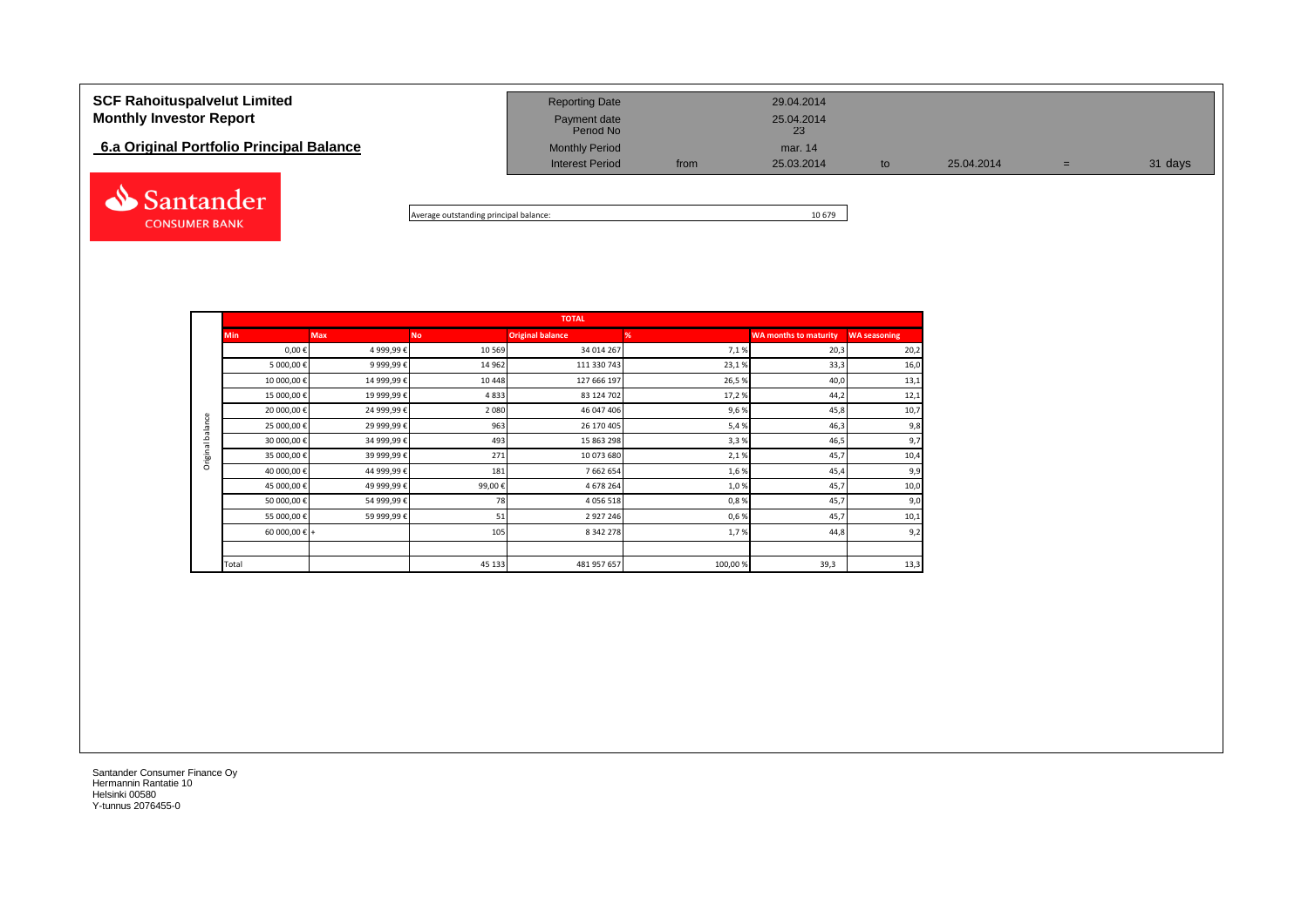# SCF Rahoituspalvelut Limited
# Monthly Investor Report

## 6.a Original Portfolio Principal Balance

| | | | | | | |
|---|---|---|---|---|---|---|
| Reporting Date | | 29.04.2014 | | | | |
| Payment date | | 25.04.2014 | | | | |
| Period No | | 23 | | | | |
| Monthly Period | | mar. 14 | | | | |
| Interest Period | from | 25.03.2014 | to | 25.04.2014 | = | 31 days |

Average outstanding principal balance: 10 679

| | TOTAL | | | | | | |
|---|---|---|---|---|---|---|---|
| | Min | Max | No | Original balance | % | WA months to maturity | WA seasoning |
| Original balance | 0,00 € | 4 999,99 € | 10 569 | 34 014 267 | 7,1 % | 20,3 | 20,2 |
| | 5 000,00 € | 9 999,99 € | 14 962 | 111 330 743 | 23,1 % | 33,3 | 16,0 |
| | 10 000,00 € | 14 999,99 € | 10 448 | 127 666 197 | 26,5 % | 40,0 | 13,1 |
| | 15 000,00 € | 19 999,99 € | 4 833 | 83 124 702 | 17,2 % | 44,2 | 12,1 |
| | 20 000,00 € | 24 999,99 € | 2 080 | 46 047 406 | 9,6 % | 45,8 | 10,7 |
| | 25 000,00 € | 29 999,99 € | 963 | 26 170 405 | 5,4 % | 46,3 | 9,8 |
| | 30 000,00 € | 34 999,99 € | 493 | 15 863 298 | 3,3 % | 46,5 | 9,7 |
| | 35 000,00 € | 39 999,99 € | 271 | 10 073 680 | 2,1 % | 45,7 | 10,4 |
| | 40 000,00 € | 44 999,99 € | 181 | 7 662 654 | 1,6 % | 45,4 | 9,9 |
| | 45 000,00 € | 49 999,99 € | 99,00 € | 4 678 264 | 1,0 % | 45,7 | 10,0 |
| | 50 000,00 € | 54 999,99 € | 78 | 4 056 518 | 0,8 % | 45,7 | 9,0 |
| | 55 000,00 € | 59 999,99 € | 51 | 2 927 246 | 0,6 % | 45,7 | 10,1 |
| | 60 000,00 € | + | 105 | 8 342 278 | 1,7 % | 44,8 | 9,2 |
| | | | | | | | |
| | Total | | 45 133 | 481 957 657 | 100,00 % | 39,3 | 13,3 |

Santander Consumer Finance Oy
Hermannin Rantatie 10
Helsinki 00580
Y-tunnus 2076455-0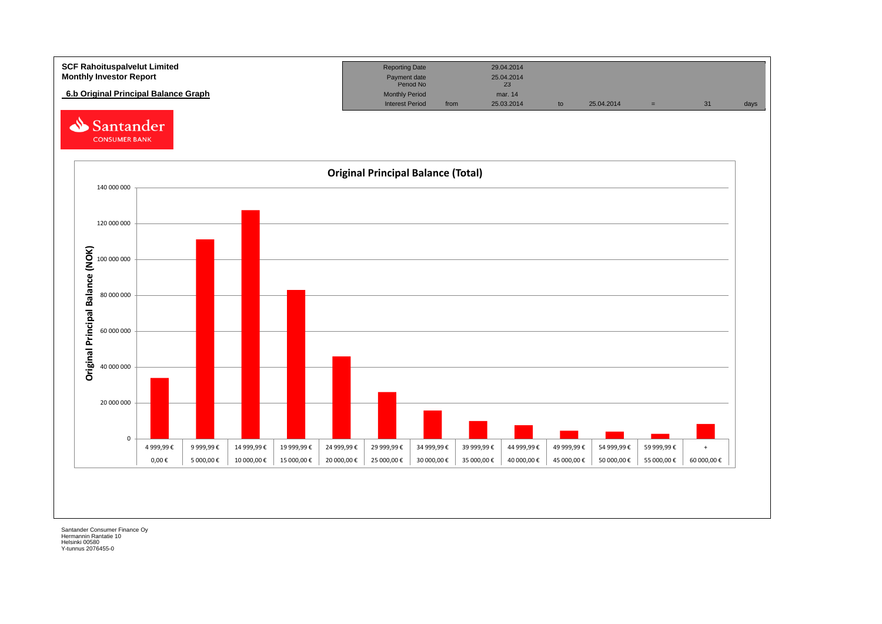**SCF Rahoituspalvelut Limited**
**Monthly Investor Report**

## 6.b Original Principal Balance Graph

| | | | | | | | |
|---|---|---|---|---|---|---|---|
| Reporting Date | | 29.04.2014 | | | | | |
| Payment date | | 25.04.2014 | | | | | |
| Period No | | 23 | | | | | |
| Monthly Period | | mar. 14 | | | | | |
| Interest Period | from | 25.03.2014 | to | 25.04.2014 | = | 31 | days |

Santander
CONSUMER BANK

Original Principal Balance (Total)

Original Principal Balance (NOK)

140 000 000
120 000 000
100 000 000
80 000 000
60 000 000
40 000 000
20 000 000
0

4 999,99 € | 9 999,99 € | 14 999,99 € | 19 999,99 € | 24 999,99 € | 29 999,99 € | 34 999,99 € | 39 999,99 € | 44 999,99 € | 49 999,99 € | 54 999,99 € | 59 999,99 € | +

0,00 € | 5 000,00 € | 10 000,00 € | 15 000,00 € | 20 000,00 € | 25 000,00 € | 30 000,00 € | 35 000,00 € | 40 000,00 € | 45 000,00 € | 50 000,00 € | 55 000,00 € | 60 000,00 €

Santander Consumer Finance Oy
Hermannin Rantatie 10
Helsinki 00580
Y-tunnus 2076455-0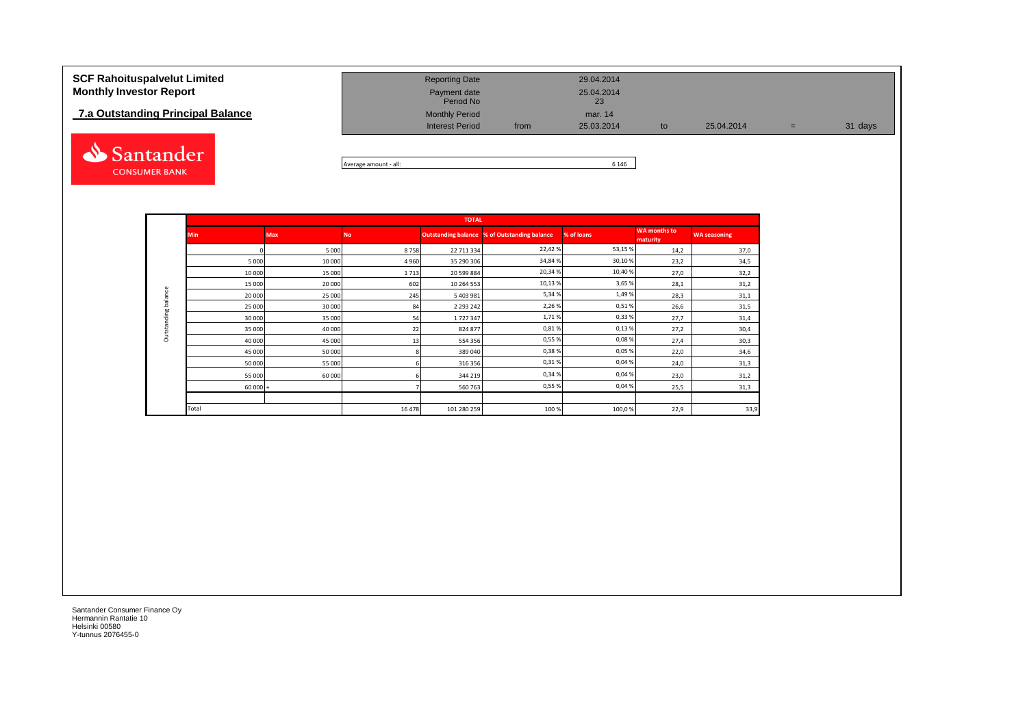# SCF Rahoituspalvelut Limited
## Monthly Investor Report

### 7.a Outstanding Principal Balance

| | | | | | | |
|---|---|---|---|---|---|---|
| Reporting Date | | 29.04.2014 | | | | |
| Payment date | | 25.04.2014 | | | | |
| Period No | | 23 | | | | |
| Monthly Period | | mar. 14 | | | | |
| Interest Period | from | 25.03.2014 | to | 25.04.2014 | = | 31 days |

Average amount - all: 6 146

| | TOTAL | | | | | | | |
|---|---|---|---|---|---|---|---|---|
| | Min | Max | No | Outstanding balance | % of Outstanding balance | % of loans | WA months to maturity | WA seasoning |
| Outstanding balance | 0 | 5 000 | 8 758 | 22 711 334 | 22,42 % | 53,15 % | 14,2 | 37,0 |
| | 5 000 | 10 000 | 4 960 | 35 290 306 | 34,84 % | 30,10 % | 23,2 | 34,5 |
| | 10 000 | 15 000 | 1 713 | 20 599 884 | 20,34 % | 10,40 % | 27,0 | 32,2 |
| | 15 000 | 20 000 | 602 | 10 264 553 | 10,13 % | 3,65 % | 28,1 | 31,2 |
| | 20 000 | 25 000 | 245 | 5 403 981 | 5,34 % | 1,49 % | 28,3 | 31,1 |
| | 25 000 | 30 000 | 84 | 2 293 242 | 2,26 % | 0,51 % | 26,6 | 31,5 |
| | 30 000 | 35 000 | 54 | 1 727 347 | 1,71 % | 0,33 % | 27,7 | 31,4 |
| | 35 000 | 40 000 | 22 | 824 877 | 0,81 % | 0,13 % | 27,2 | 30,4 |
| | 40 000 | 45 000 | 13 | 554 356 | 0,55 % | 0,08 % | 27,4 | 30,3 |
| | 45 000 | 50 000 | 8 | 389 040 | 0,38 % | 0,05 % | 22,0 | 34,6 |
| | 50 000 | 55 000 | 6 | 316 356 | 0,31 % | 0,04 % | 24,0 | 31,3 |
| | 55 000 | 60 000 | 6 | 344 219 | 0,34 % | 0,04 % | 23,0 | 31,2 |
| | 60 000 + | | 7 | 560 763 | 0,55 % | 0,04 % | 25,5 | 31,3 |
| | | | | | | | | |
| | Total | | 16 478 | 101 280 259 | 100 % | 100,0 % | 22,9 | 33,9 |

Santander Consumer Finance Oy
Hermannin Rantatie 10
Helsinki 00580
Y-tunnus 2076455-0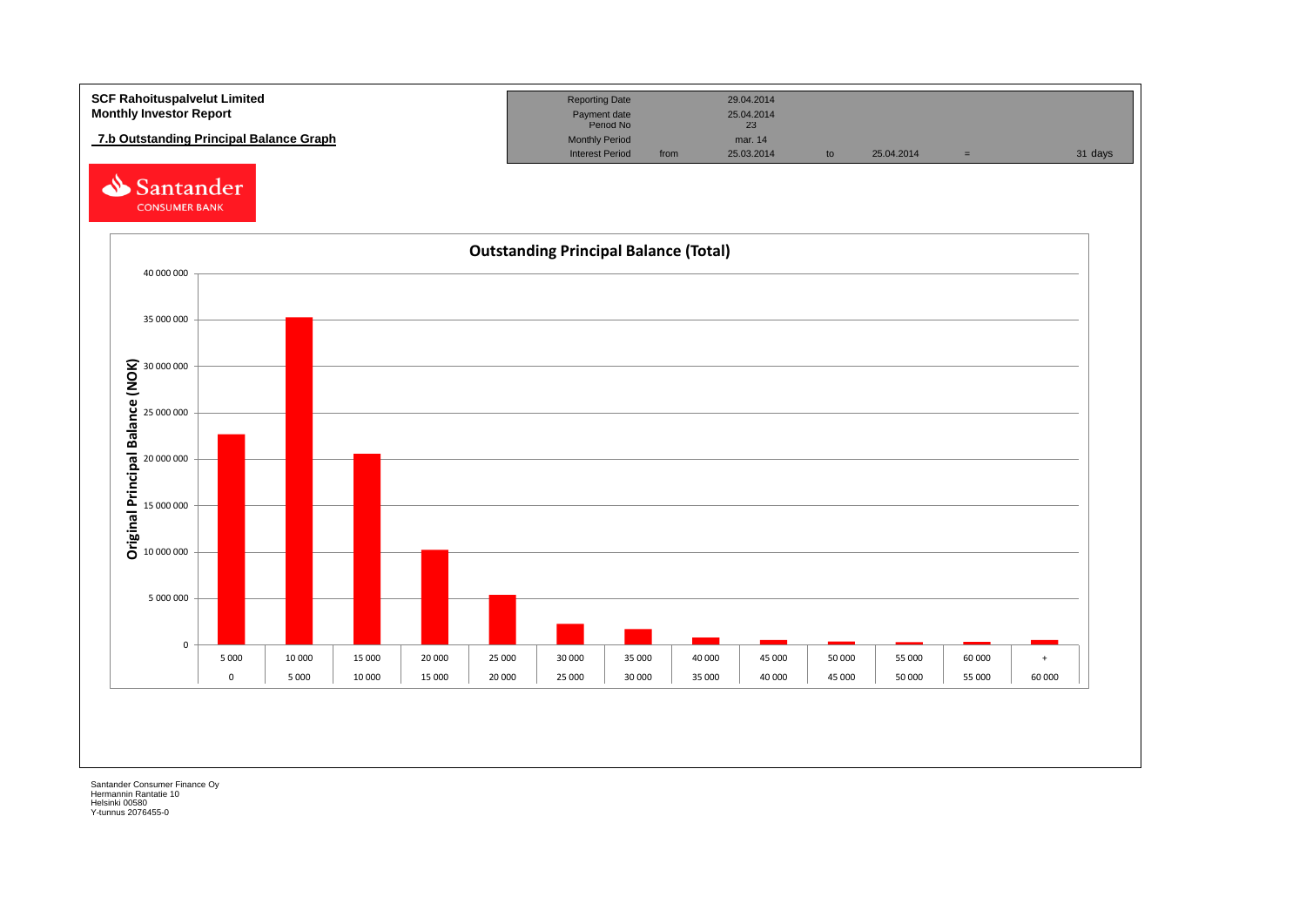**SCF Rahoituspalvelut Limited**
**Monthly Investor Report**

**7.b Outstanding Principal Balance Graph**

| | | | | | | |
|---|---|---|---|---|---|---|
| Reporting Date | | 29.04.2014 | | | | |
| Payment date | | 25.04.2014 | | | | |
| Period No | | 23 | | | | |
| Monthly Period | | mar. 14 | | | | |
| Interest Period | from | 25.03.2014 | to | 25.04.2014 | = | 31 days |

Santander
CONSUMER BANK

Outstanding Principal Balance (Total)

Original Principal Balance (NOK)

40 000 000
35 000 000
30 000 000
25 000 000
20 000 000
15 000 000
10 000 000
5 000 000
0

5 000 | 10 000 | 15 000 | 20 000 | 25 000 | 30 000 | 35 000 | 40 000 | 45 000 | 50 000 | 55 000 | 60 000 | +

0 | 5 000 | 10 000 | 15 000 | 20 000 | 25 000 | 30 000 | 35 000 | 40 000 | 45 000 | 50 000 | 55 000 | 60 000

Santander Consumer Finance Oy
Hermannin Rantatie 10
Helsinki 00580
Y-tunnus 2076455-0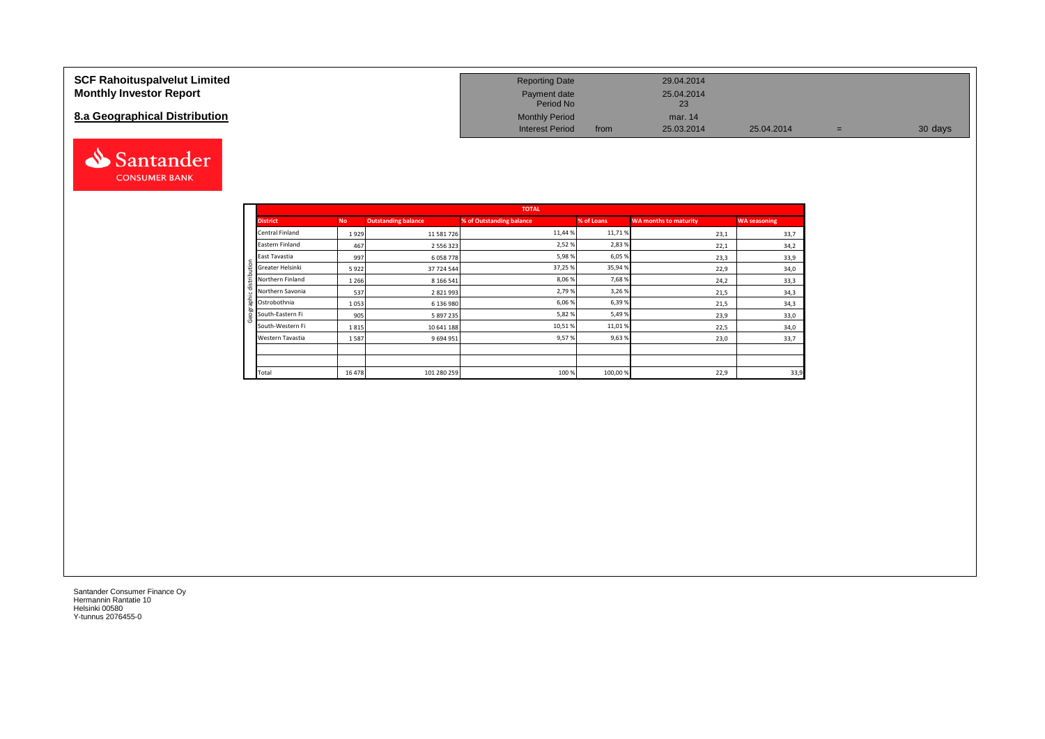# SCF Rahoituspalvelut Limited
# Monthly Investor Report

## 8.a Geographical Distribution

| | | | | | |
|---|---|---|---|---|---|
| Reporting Date | | 29.04.2014 | | | |
| Payment date | | 25.04.2014 | | | |
| Period No | | 23 | | | |
| Monthly Period | | mar. 14 | | | |
| Interest Period | from | 25.03.2014 | 25.04.2014 | = | 30 days |

Santander CONSUMER BANK

| | TOTAL | | | | | | |
|---|---|---|---|---|---|---|---|
| | **District** | **No** | **Outstanding balance** | **% of Outstanding balance** | **% of Loans** | **WA months to maturity** | **WA seasoning** |
| Geographic distribution | Central Finland | 1 929 | 11 581 726 | 11,44 % | 11,71 % | 23,1 | 33,7 |
| | Eastern Finland | 467 | 2 556 323 | 2,52 % | 2,83 % | 22,1 | 34,2 |
| | East Tavastia | 997 | 6 058 778 | 5,98 % | 6,05 % | 23,3 | 33,9 |
| | Greater Helsinki | 5 922 | 37 724 544 | 37,25 % | 35,94 % | 22,9 | 34,0 |
| | Northern Finland | 1 266 | 8 166 541 | 8,06 % | 7,68 % | 24,2 | 33,3 |
| | Northern Savonia | 537 | 2 821 993 | 2,79 % | 3,26 % | 21,5 | 34,3 |
| | Ostrobothnia | 1 053 | 6 136 980 | 6,06 % | 6,39 % | 21,5 | 34,3 |
| | South-Eastern Fi | 905 | 5 897 235 | 5,82 % | 5,49 % | 23,9 | 33,0 |
| | South-Western Fi | 1 815 | 10 641 188 | 10,51 % | 11,01 % | 22,5 | 34,0 |
| | Western Tavastia | 1 587 | 9 694 951 | 9,57 % | 9,63 % | 23,0 | 33,7 |
| | | | | | | | |
| | | | | | | | |
| | Total | 16 478 | 101 280 259 | 100 % | 100,00 % | 22,9 | 33,9 |

Santander Consumer Finance Oy
Hermannin Rantatie 10
Helsinki 00580
Y-tunnus 2076455-0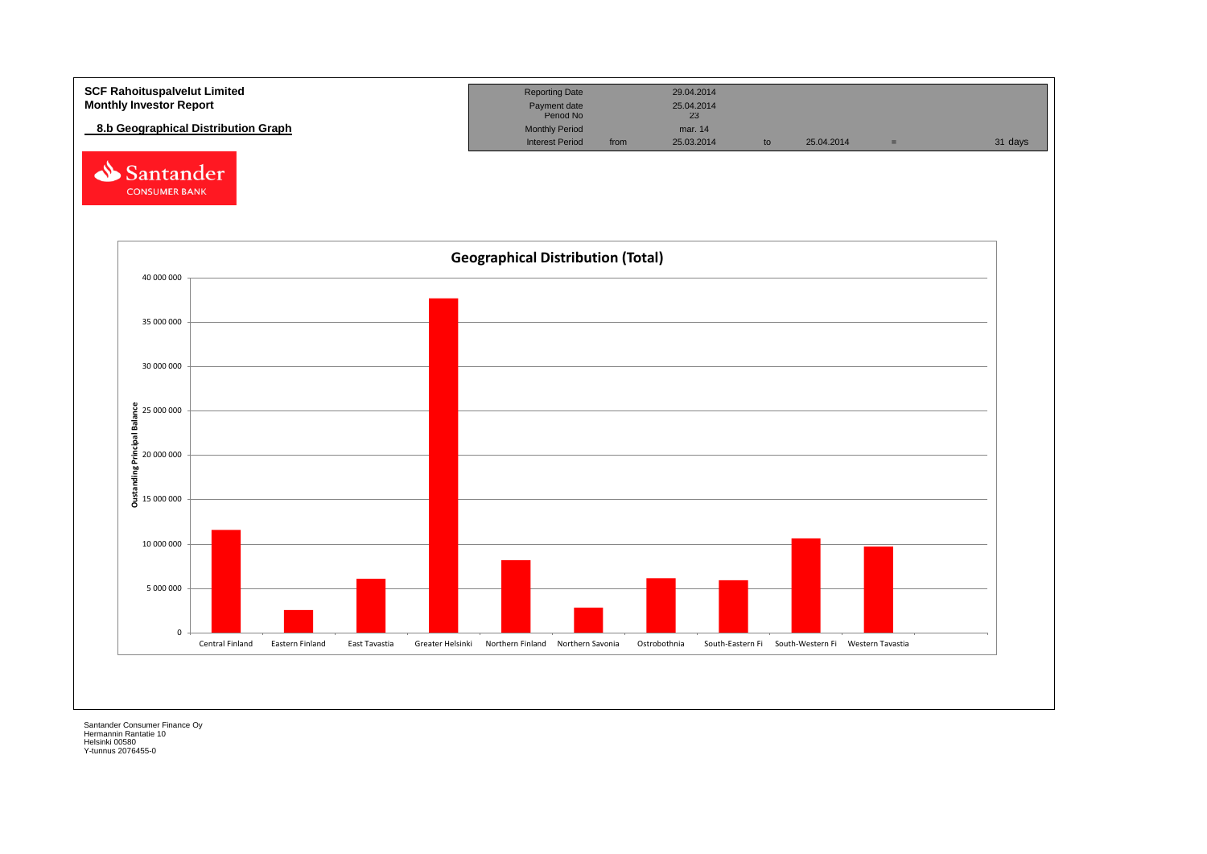**SCF Rahoituspalvelut Limited**
**Monthly Investor Report**

## 8.b Geographical Distribution Graph

| | | | | | | | |
|---|---|---|---|---|---|---|---|
| Reporting Date | | 29.04.2014 | | | | | |
| Payment date | | 25.04.2014 | | | | | |
| Period No | | 23 | | | | | |
| Monthly Period | | mar. 14 | | | | | |
| Interest Period | from | 25.03.2014 | to | 25.04.2014 | = | | 31 days |

Santander
CONSUMER BANK

Geographical Distribution (Total)

Oustanding Principal Balance

40 000 000
35 000 000
30 000 000
25 000 000
20 000 000
15 000 000
10 000 000
5 000 000
0

Central Finland
Eastern Finland
East Tavastia
Greater Helsinki
Northern Finland
Northern Savonia
Ostrobothnia
South-Eastern Fi
South-Western Fi
Western Tavastia

Santander Consumer Finance Oy
Hermannin Rantatie 10
Helsinki 00580
Y-tunnus 2076455-0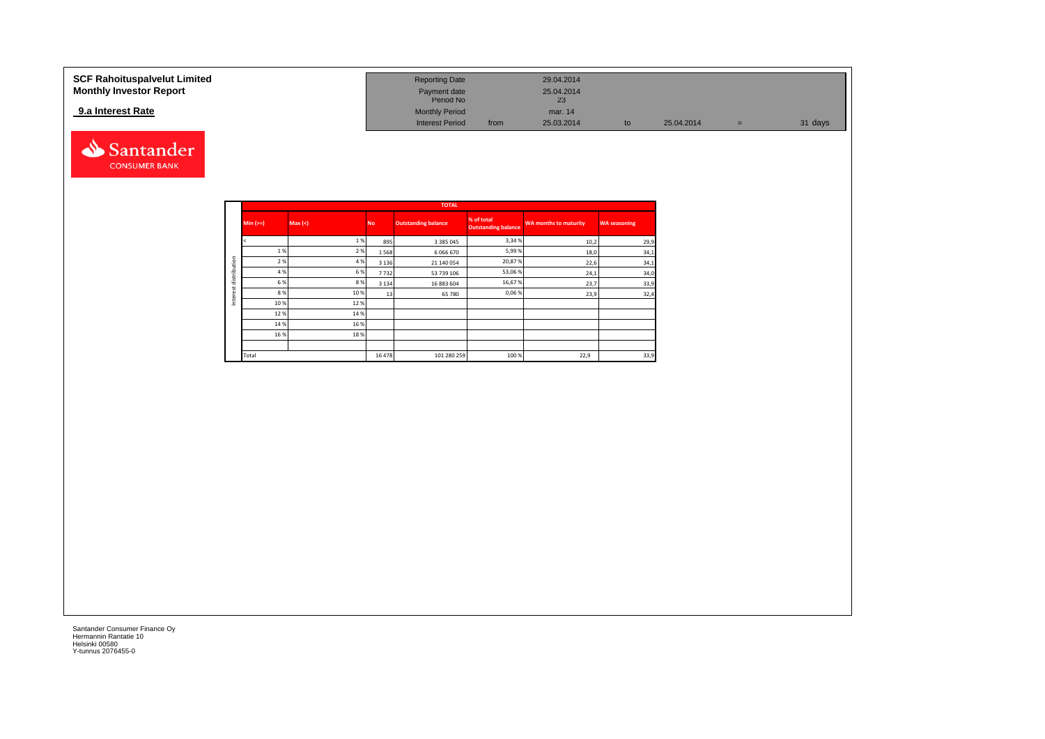**SCF Rahoituspalvelut Limited**
**Monthly Investor Report**

## 9.a Interest Rate

| | | | | | | |
|---|---|---|---|---|---|---|
| Reporting Date | | 29.04.2014 | | | | |
| Payment date | | 25.04.2014 | | | | |
| Period No | | 23 | | | | |
| Monthly Period | | mar. 14 | | | | |
| Interest Period | from | 25.03.2014 | to | 25.04.2014 | = | 31 days |

Santander CONSUMER BANK

| Interest distribution | TOTAL | | | | | | |
|---|---|---|---|---|---|---|---|
| | Min (>=) | Max (<) | No | Outstanding balance | % of total Outstanding balance | WA months to maturity | WA seasoning |
| | < | 1 % | 895 | 3 385 045 | 3,34 % | 10,2 | 29,9 |
| | 1 % | 2 % | 1 568 | 6 066 670 | 5,99 % | 18,0 | 34,1 |
| | 2 % | 4 % | 3 136 | 21 140 054 | 20,87 % | 22,6 | 34,1 |
| | 4 % | 6 % | 7 732 | 53 739 106 | 53,06 % | 24,1 | 34,0 |
| | 6 % | 8 % | 3 134 | 16 883 604 | 16,67 % | 23,7 | 33,9 |
| | 8 % | 10 % | 13 | 65 780 | 0,06 % | 23,9 | 32,4 |
| | 10 % | 12 % | | | | | |
| | 12 % | 14 % | | | | | |
| | 14 % | 16 % | | | | | |
| | 16 % | 18 % | | | | | |
| | | | | | | | |
| | Total | | 16 478 | 101 280 259 | 100 % | 22,9 | 33,9 |

Santander Consumer Finance Oy
Hermannin Rantatie 10
Helsinki 00580
Y-tunnus 2076455-0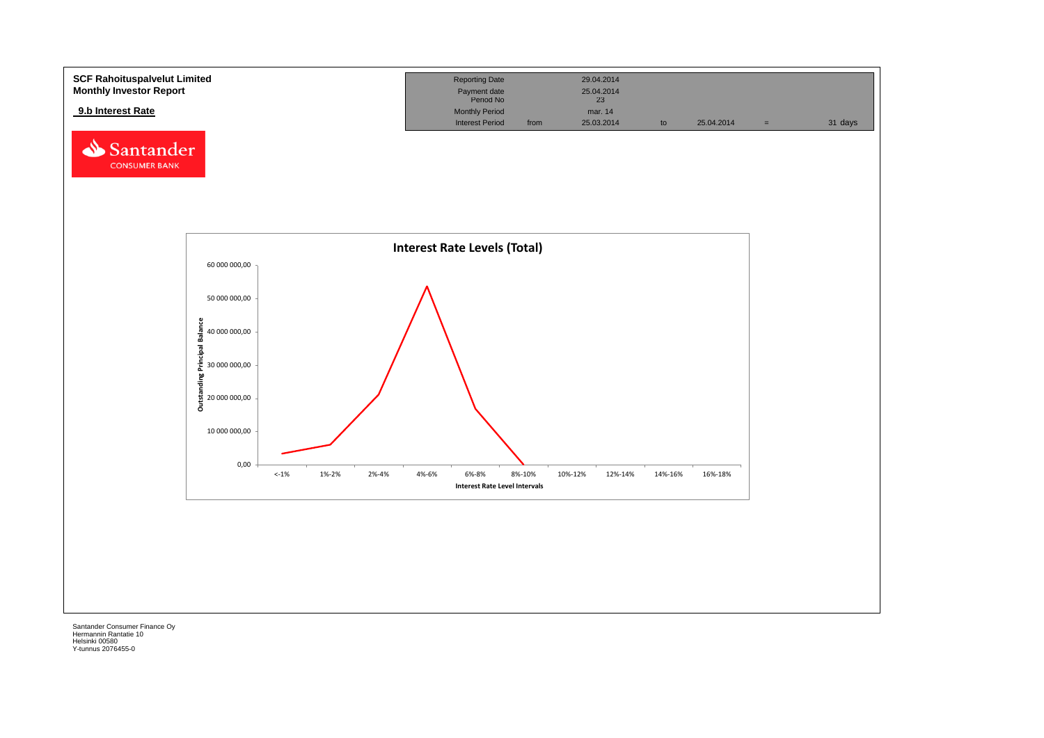**SCF Rahoituspalvelut Limited**
**Monthly Investor Report**

**9.b Interest Rate**

Santander
CONSUMER BANK

| | | | | | | |
|---|---|---|---|---|---|---|
| Reporting Date | | 29.04.2014 | | | | |
| Payment date | | 25.04.2014 | | | | |
| Period No | | 23 | | | | |
| Monthly Period | | mar. 14 | | | | |
| Interest Period | from | 25.03.2014 | to | 25.04.2014 | = | 31 days |

Interest Rate Levels (Total)

Outstanding Principal Balance

60 000 000,00
50 000 000,00
40 000 000,00
30 000 000,00
20 000 000,00
10 000 000,00
0,00

<-1% 1%-2% 2%-4% 4%-6% 6%-8% 8%-10% 10%-12% 12%-14% 14%-16% 16%-18%

Interest Rate Level Intervals

Santander Consumer Finance Oy
Hermannin Rantatie 10
Helsinki 00580
Y-tunnus 2076455-0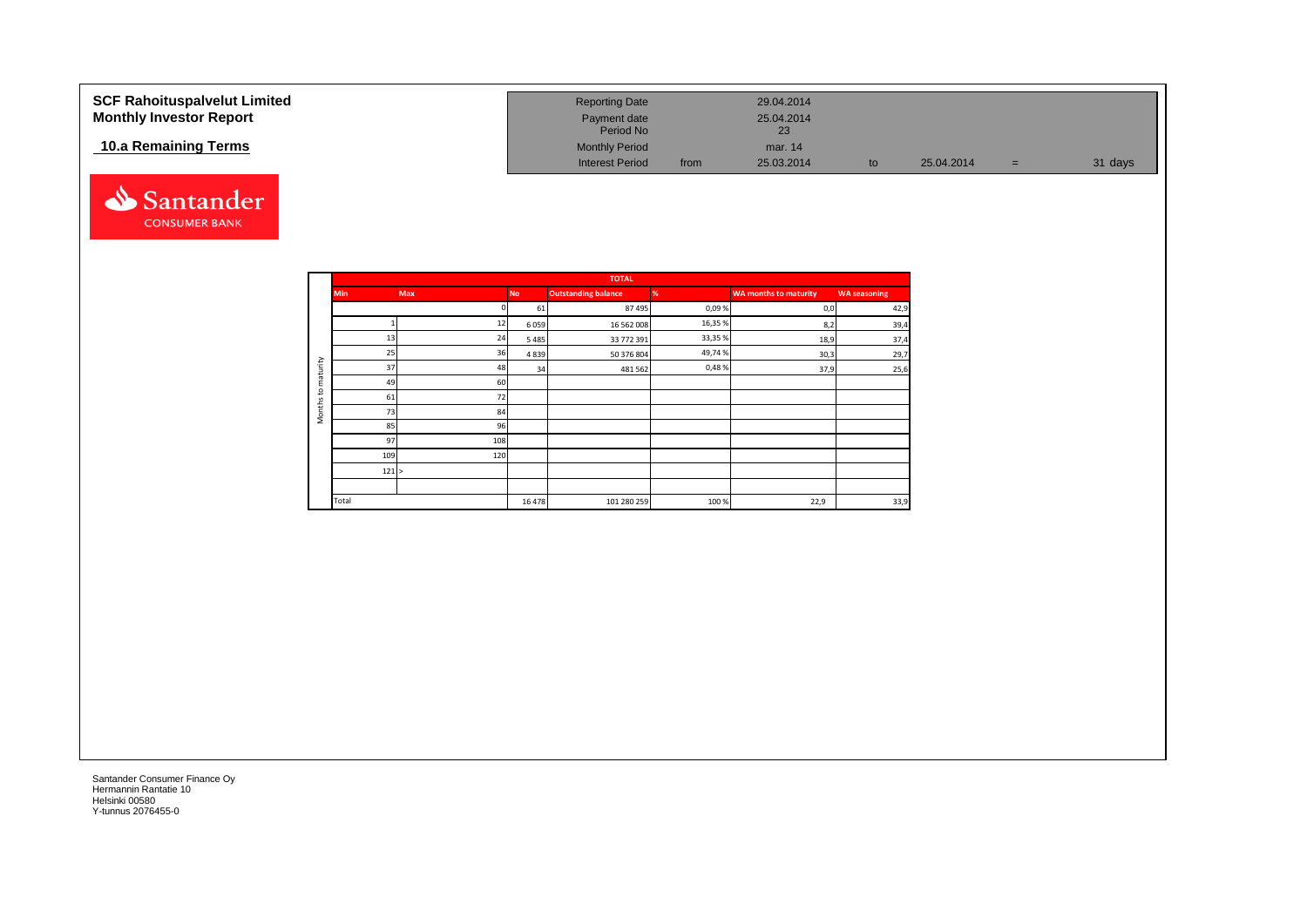# SCF Rahoituspalvelut Limited
# Monthly Investor Report

## 10.a Remaining Terms

| | | | | | | |
|---|---|---|---|---|---|---|
| Reporting Date | | 29.04.2014 | | | | |
| Payment date | | 25.04.2014 | | | | |
| Period No | | 23 | | | | |
| Monthly Period | | mar. 14 | | | | |
| Interest Period | from | 25.03.2014 | to | 25.04.2014 | = | 31 days |

| | TOTAL | | | | | | |
|---|---|---|---|---|---|---|---|
| | Min | Max | No | Outstanding balance | % | WA months to maturity | WA seasoning |
| Months to maturity | | 0 | 61 | 87 495 | 0,09 % | 0,0 | 42,9 |
| | 1 | 12 | 6 059 | 16 562 008 | 16,35 % | 8,2 | 39,4 |
| | 13 | 24 | 5 485 | 33 772 391 | 33,35 % | 18,9 | 37,4 |
| | 25 | 36 | 4 839 | 50 376 804 | 49,74 % | 30,3 | 29,7 |
| | 37 | 48 | 34 | 481 562 | 0,48 % | 37,9 | 25,6 |
| | 49 | 60 | | | | | |
| | 61 | 72 | | | | | |
| | 73 | 84 | | | | | |
| | 85 | 96 | | | | | |
| | 97 | 108 | | | | | |
| | 109 | 120 | | | | | |
| | 121 | > | | | | | |
| | | | | | | | |
| | Total | | 16 478 | 101 280 259 | 100 % | 22,9 | 33,9 |

Santander Consumer Finance Oy
Hermannin Rantatie 10
Helsinki 00580
Y-tunnus 2076455-0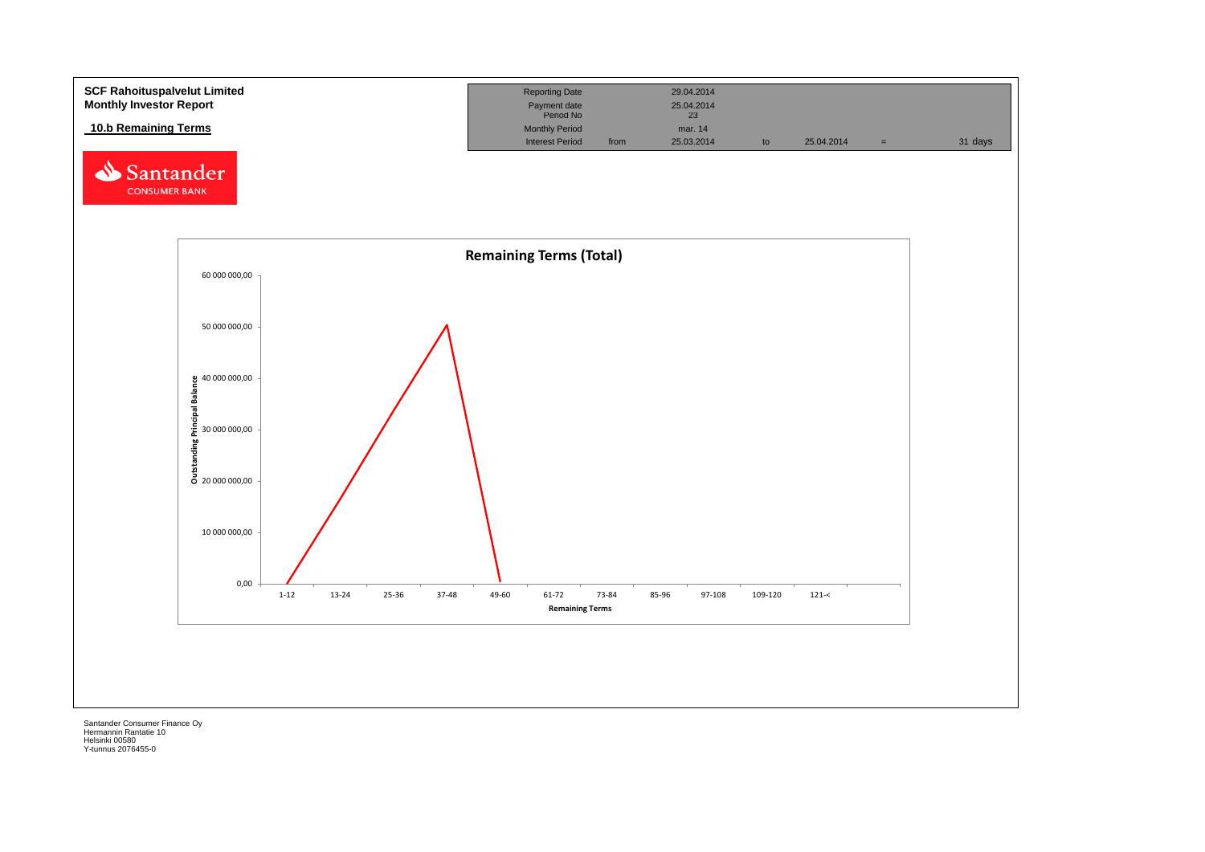**SCF Rahoituspalvelut Limited**
**Monthly Investor Report**

## 10.b Remaining Terms

| | | | | | | | |
|---|---|---|---|---|---|---|---|
| Reporting Date | | 29.04.2014 | | | | | |
| Payment date | | 25.04.2014 | | | | | |
| Period No | | 23 | | | | | |
| Monthly Period | | mar. 14 | | | | | |
| Interest Period | from | 25.03.2014 | to | 25.04.2014 | = | 31 | days |

Santander
CONSUMER BANK

Remaining Terms (Total)

Outstanding Principal Balance

60 000 000,00
50 000 000,00
40 000 000,00
30 000 000,00
20 000 000,00
10 000 000,00
0,00

1-12
13-24
25-36
37-48
49-60
61-72
73-84
85-96
97-108
109-120
121-<

Remaining Terms

Santander Consumer Finance Oy
Hermannin Rantatie 10
Helsinki 00580
Y-tunnus 2076455-0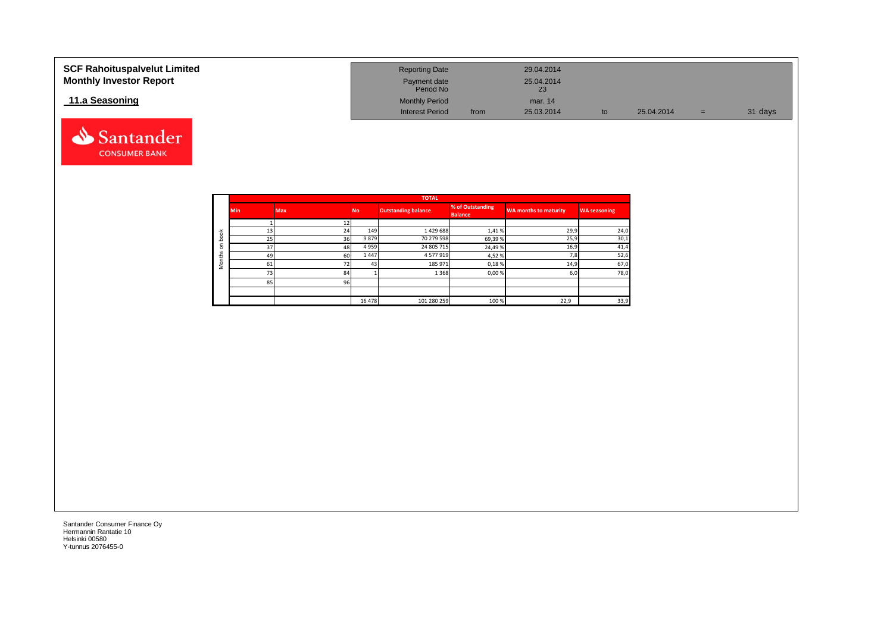# SCF Rahoituspalvelut Limited
## Monthly Investor Report

### 11.a Seasoning

| | | | | | |
|---|---|---|---|---|---|
| Reporting Date | | 29.04.2014 | | | |
| Payment date | | 25.04.2014 | | | |
| Period No | | 23 | | | |
| Monthly Period | | mar. 14 | | | |
| Interest Period | from | 25.03.2014 | to | 25.04.2014 | = 31 days |

| | TOTAL | | | | | | |
|---|---|---|---|---|---|---|---|
| | Min | Max | No | Outstanding balance | % of Outstanding Balance | WA months to maturity | WA seasoning |
| Months on book | 1 | 12 | | | | | |
| | 13 | 24 | 149 | 1 429 688 | 1,41 % | 29,9 | 24,0 |
| | 25 | 36 | 9 879 | 70 279 598 | 69,39 % | 25,9 | 30,1 |
| | 37 | 48 | 4 959 | 24 805 715 | 24,49 % | 16,9 | 41,4 |
| | 49 | 60 | 1 447 | 4 577 919 | 4,52 % | 7,8 | 52,6 |
| | 61 | 72 | 43 | 185 971 | 0,18 % | 14,9 | 67,0 |
| | 73 | 84 | 1 | 1 368 | 0,00 % | 6,0 | 78,0 |
| | 85 | 96 | | | | | |
| | | | | | | | |
| | | | 16 478 | 101 280 259 | 100 % | 22,9 | 33,9 |

Santander Consumer Finance Oy
Hermannin Rantatie 10
Helsinki 00580
Y-tunnus 2076455-0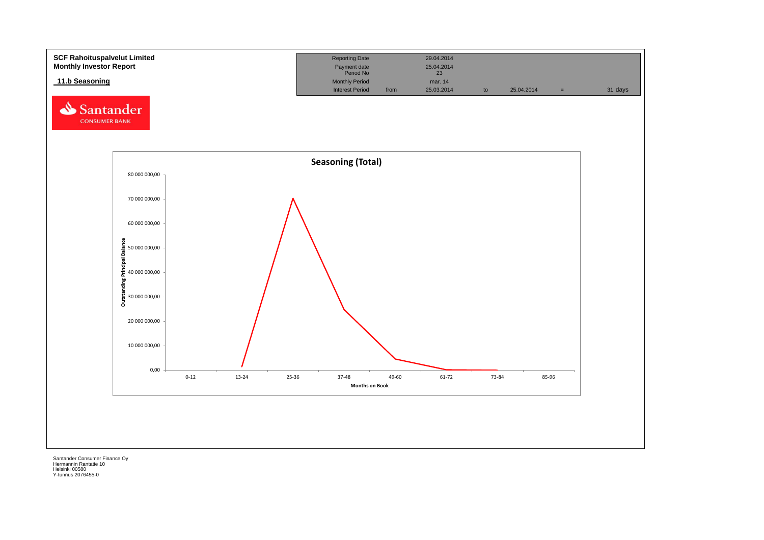**SCF Rahoituspalvelut Limited**
**Monthly Investor Report**

## 11.b Seasoning

| | | | | | | | |
|---|---|---|---|---|---|---|---|
| Reporting Date | | 29.04.2014 | | | | | |
| Payment date | | 25.04.2014 | | | | | |
| Period No | | 23 | | | | | |
| Monthly Period | | mar. 14 | | | | | |
| Interest Period | from | 25.03.2014 | to | 25.04.2014 | = | 31 days | |

Santander CONSUMER BANK

Seasoning (Total)

Outstanding Principal Balance

80 000 000,00
70 000 000,00
60 000 000,00
50 000 000,00
40 000 000,00
30 000 000,00
20 000 000,00
10 000 000,00
0,00

0-12
13-24
25-36
37-48
49-60
61-72
73-84
85-96

Months on Book

Santander Consumer Finance Oy
Hermannin Rantatie 10
Helsinki 00580
Y-tunnus 2076455-0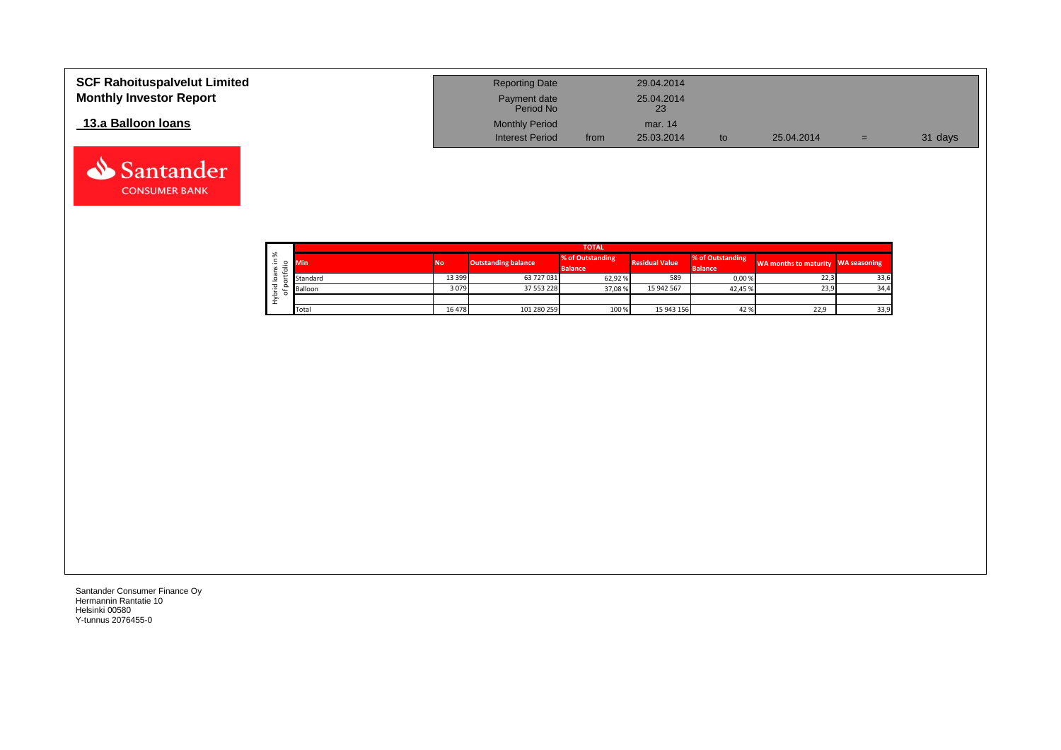# SCF Rahoituspalvelut Limited
## Monthly Investor Report

### 13.a Balloon loans

| | | | | | | |
|---|---|---|---|---|---|---|
| Reporting Date | | 29.04.2014 | | | | |
| Payment date | | 25.04.2014 | | | | |
| Period No | | 23 | | | | |
| Monthly Period | | mar. 14 | | | | |
| Interest Period | from | 25.03.2014 | to | 25.04.2014 | = | 31 days |

Hybrid loans in % of portfolio

| TOTAL | | | | | | | |
|---|---|---|---|---|---|---|---|
| Min | No | Outstanding balance | % of Outstanding Balance | Residual Value | % of Outstanding Balance | WA months to maturity | WA seasoning |
| Standard | 13 399 | 63 727 031 | 62,92 % | 589 | 0,00 % | 22,3 | 33,6 |
| Balloon | 3 079 | 37 553 228 | 37,08 % | 15 942 567 | 42,45 % | 23,9 | 34,4 |
| | | | | | | | |
| Total | 16 478 | 101 280 259 | 100 % | 15 943 156 | 42 % | 22,9 | 33,9 |

Santander Consumer Finance Oy
Hermannin Rantatie 10
Helsinki 00580
Y-tunnus 2076455-0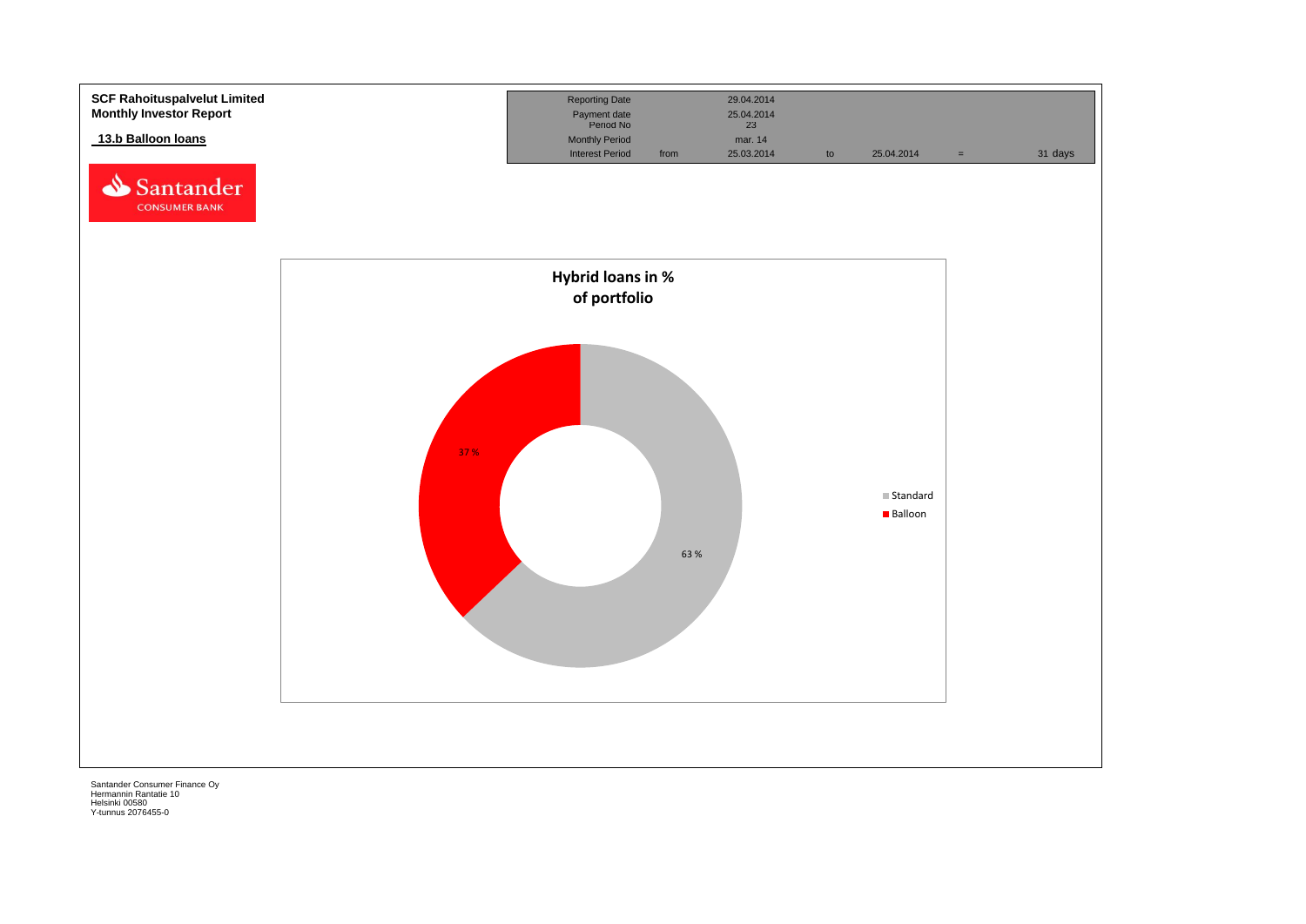**SCF Rahoituspalvelut Limited**
**Monthly Investor Report**

## 13.b Balloon loans

| | | | | | | |
|---|---|---|---|---|---|---|
| Reporting Date | | 29.04.2014 | | | | |
| Payment date<br>Period No | | 25.04.2014<br>23 | | | | |
| Monthly Period | | mar. 14 | | | | |
| Interest Period | from | 25.03.2014 | to | 25.04.2014 | = | 31 days |

**Hybrid loans in % of portfolio**

| Type | % |
|---|---|
| Standard | 63 % |
| Balloon | 37 % |

Santander Consumer Finance Oy
Hermannin Rantatie 10
Helsinki 00580
Y-tunnus 2076455-0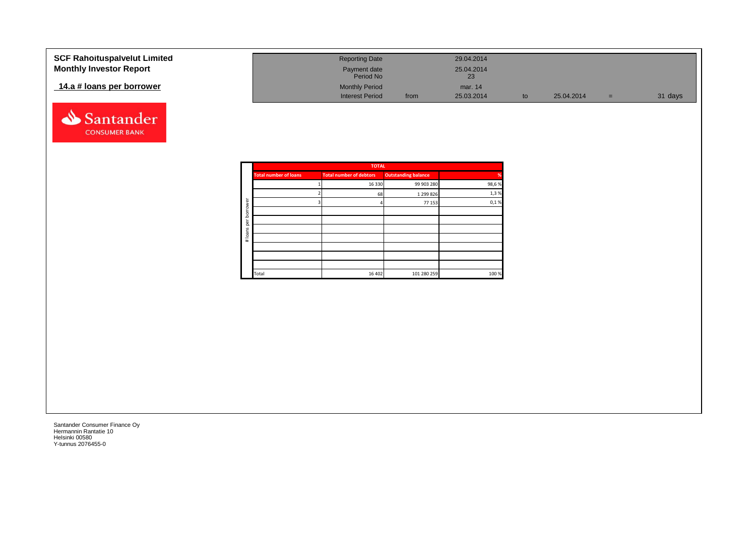**SCF Rahoituspalvelut Limited**
**Monthly Investor Report**

**14.a # loans per borrower**

| | | | | | | | |
|---|---|---|---|---|---|---|---|
| Reporting Date | | 29.04.2014 | | | | | |
| Payment date | | 25.04.2014 | | | | | |
| Period No | | 23 | | | | | |
| Monthly Period | | mar. 14 | | | | | |
| Interest Period | from | 25.03.2014 | to | 25.04.2014 | = | 31 days | |

# loans per borrower

| TOTAL | | | |
|---|---|---|---|
| Total number of loans | Total number of debtors | Outstanding balance | % |
| 1 | 16 330 | 99 903 280 | 98,6 % |
| 2 | 68 | 1 299 826 | 1,3 % |
| 3 | 4 | 77 153 | 0,1 % |
| | | | |
| | | | |
| | | | |
| | | | |
| | | | |
| | | | |
| | | | |
| Total | 16 402 | 101 280 259 | 100 % |

Santander Consumer Finance Oy
Hermannin Rantatie 10
Helsinki 00580
Y-tunnus 2076455-0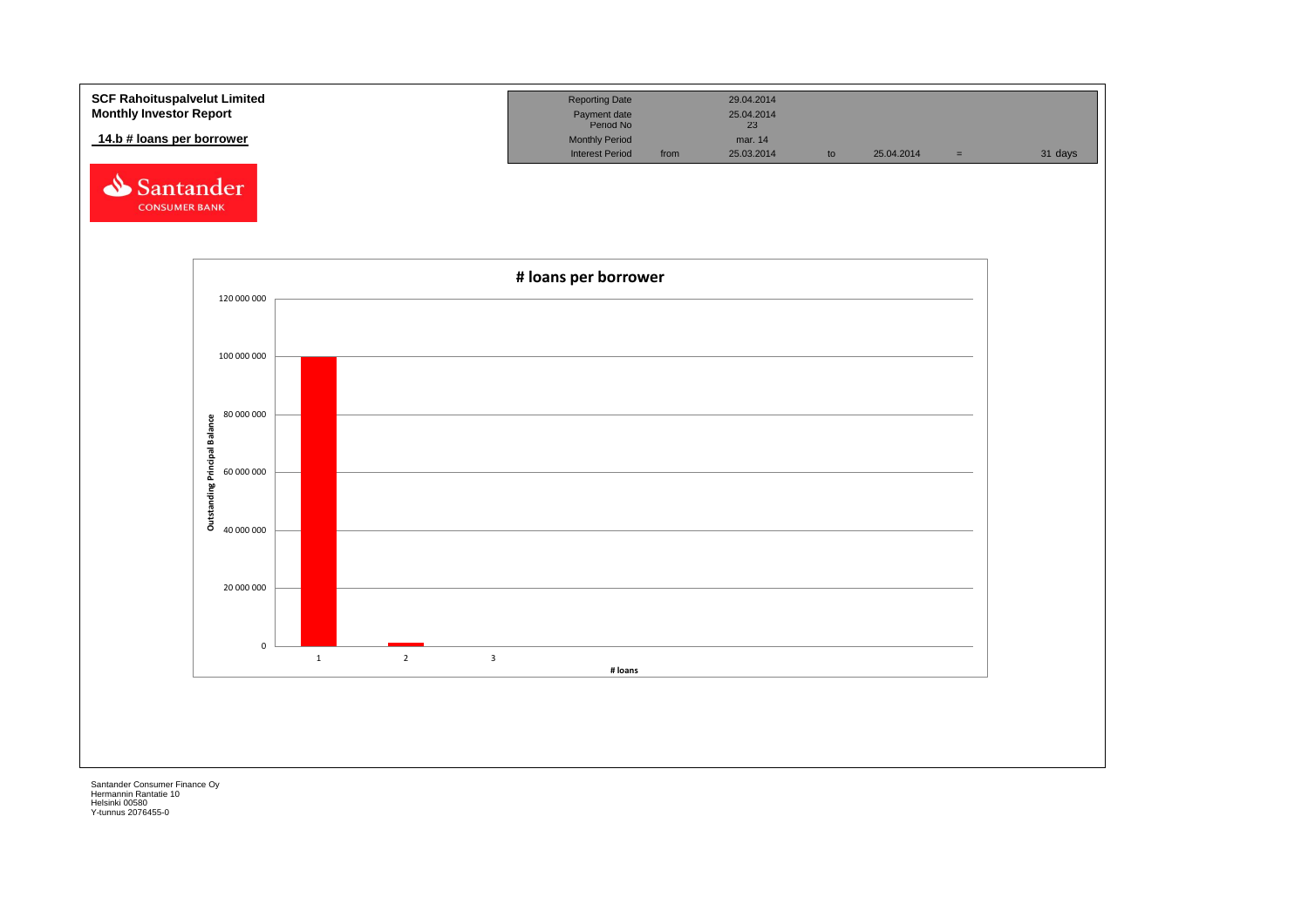**SCF Rahoituspalvelut Limited**
**Monthly Investor Report**

**14.b # loans per borrower**

| | | | | | | | |
|---|---|---|---|---|---|---|---|
| Reporting Date | | 29.04.2014 | | | | | |
| Payment date | | 25.04.2014 | | | | | |
| Period No | | 23 | | | | | |
| Monthly Period | | mar. 14 | | | | | |
| Interest Period | from | 25.03.2014 | to | 25.04.2014 | = | | 31 days |

Santander
CONSUMER BANK

# loans per borrower

Outstanding Principal Balance

120 000 000
100 000 000
80 000 000
60 000 000
40 000 000
20 000 000
0

1
2
3

# loans

Santander Consumer Finance Oy
Hermannin Rantatie 10
Helsinki 00580
Y-tunnus 2076455-0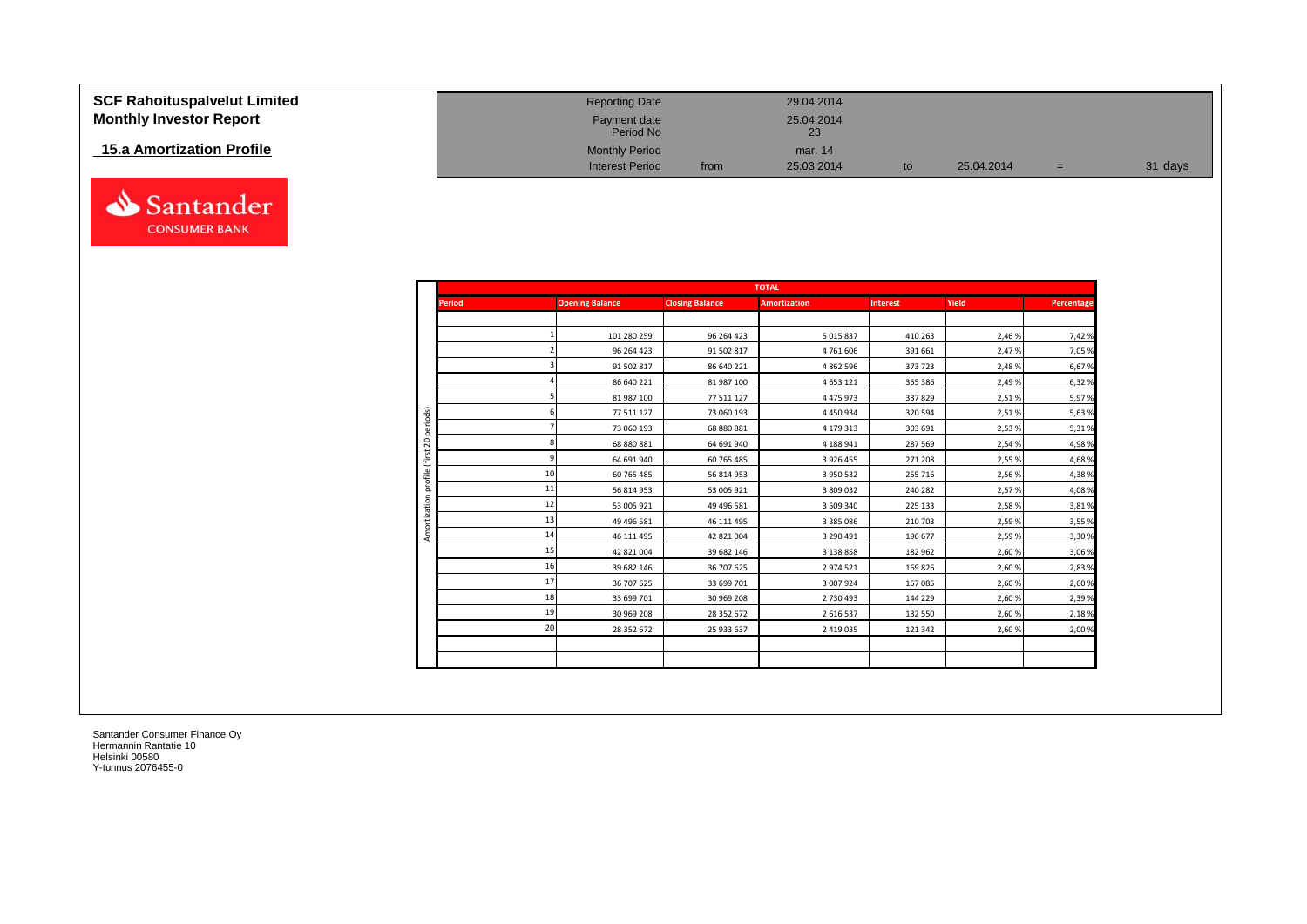# SCF Rahoituspalvelut Limited
# Monthly Investor Report

## 15.a Amortization Profile

| | | | | | | |
|---|---|---|---|---|---|---|
| Reporting Date | | 29.04.2014 | | | | |
| Payment date | | 25.04.2014 | | | | |
| Period No | | 23 | | | | |
| Monthly Period | | mar. 14 | | | | |
| Interest Period | from | 25.03.2014 | to | 25.04.2014 | = | 31 days |

Santander CONSUMER BANK

Amortization profile (first 20 periods)

| | TOTAL | | | | | |
|---|---|---|---|---|---|---|
| Period | Opening Balance | Closing Balance | Amortization | Interest | Yield | Percentage |
| 1 | 101 280 259 | 96 264 423 | 5 015 837 | 410 263 | 2,46 % | 7,42 % |
| 2 | 96 264 423 | 91 502 817 | 4 761 606 | 391 661 | 2,47 % | 7,05 % |
| 3 | 91 502 817 | 86 640 221 | 4 862 596 | 373 723 | 2,48 % | 6,67 % |
| 4 | 86 640 221 | 81 987 100 | 4 653 121 | 355 386 | 2,49 % | 6,32 % |
| 5 | 81 987 100 | 77 511 127 | 4 475 973 | 337 829 | 2,51 % | 5,97 % |
| 6 | 77 511 127 | 73 060 193 | 4 450 934 | 320 594 | 2,51 % | 5,63 % |
| 7 | 73 060 193 | 68 880 881 | 4 179 313 | 303 691 | 2,53 % | 5,31 % |
| 8 | 68 880 881 | 64 691 940 | 4 188 941 | 287 569 | 2,54 % | 4,98 % |
| 9 | 64 691 940 | 60 765 485 | 3 926 455 | 271 208 | 2,55 % | 4,68 % |
| 10 | 60 765 485 | 56 814 953 | 3 950 532 | 255 716 | 2,56 % | 4,38 % |
| 11 | 56 814 953 | 53 005 921 | 3 809 032 | 240 282 | 2,57 % | 4,08 % |
| 12 | 53 005 921 | 49 496 581 | 3 509 340 | 225 133 | 2,58 % | 3,81 % |
| 13 | 49 496 581 | 46 111 495 | 3 385 086 | 210 703 | 2,59 % | 3,55 % |
| 14 | 46 111 495 | 42 821 004 | 3 290 491 | 196 677 | 2,59 % | 3,30 % |
| 15 | 42 821 004 | 39 682 146 | 3 138 858 | 182 962 | 2,60 % | 3,06 % |
| 16 | 39 682 146 | 36 707 625 | 2 974 521 | 169 826 | 2,60 % | 2,83 % |
| 17 | 36 707 625 | 33 699 701 | 3 007 924 | 157 085 | 2,60 % | 2,60 % |
| 18 | 33 699 701 | 30 969 208 | 2 730 493 | 144 229 | 2,60 % | 2,39 % |
| 19 | 30 969 208 | 28 352 672 | 2 616 537 | 132 550 | 2,60 % | 2,18 % |
| 20 | 28 352 672 | 25 933 637 | 2 419 035 | 121 342 | 2,60 % | 2,00 % |

Santander Consumer Finance Oy
Hermannin Rantatie 10
Helsinki 00580
Y-tunnus 2076455-0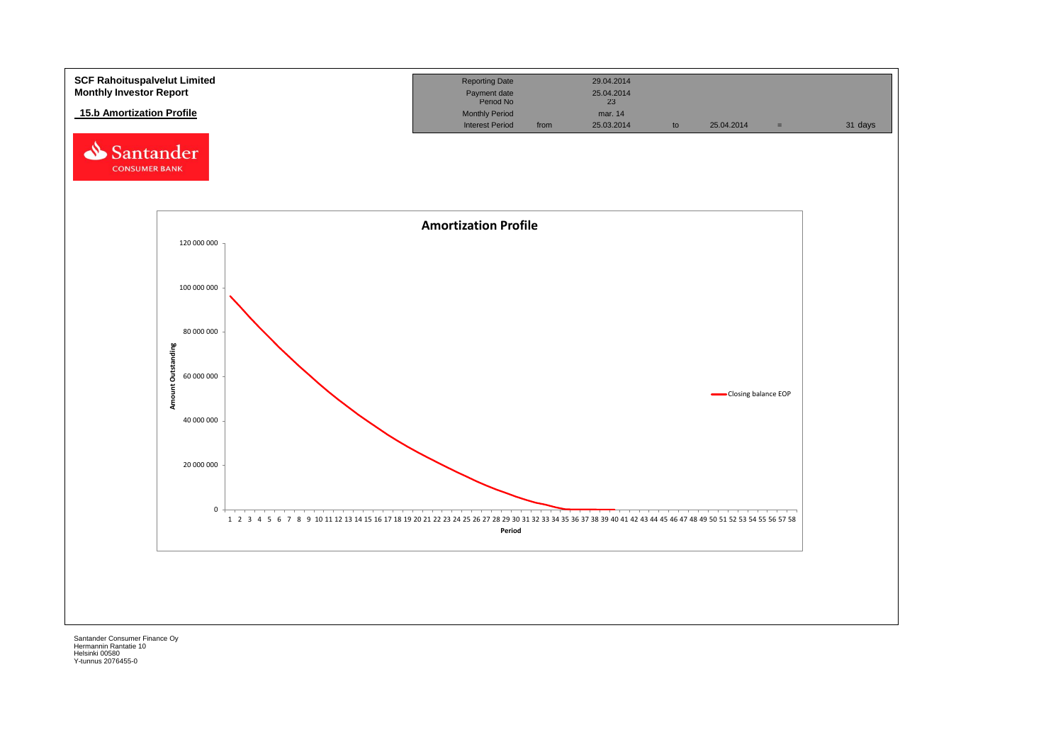**SCF Rahoituspalvelut Limited**
**Monthly Investor Report**

**15.b Amortization Profile**

| | | | | | | |
|---|---|---|---|---|---|---|
| Reporting Date | | 29.04.2014 | | | | |
| Payment date | | 25.04.2014 | | | | |
| Period No | | 23 | | | | |
| Monthly Period | | mar. 14 | | | | |
| Interest Period | from | 25.03.2014 | to | 25.04.2014 | = | 31 days |

**Amortization Profile**

Amount Outstanding: 0, 20 000 000, 40 000 000, 60 000 000, 80 000 000, 100 000 000, 120 000 000

Period: 1 2 3 4 5 6 7 8 9 10 11 12 13 14 15 16 17 18 19 20 21 22 23 24 25 26 27 28 29 30 31 32 33 34 35 36 37 38 39 40 41 42 43 44 45 46 47 48 49 50 51 52 53 54 55 56 57 58

Closing balance EOP

Santander Consumer Finance Oy
Hermannin Rantatie 10
Helsinki 00580
Y-tunnus 2076455-0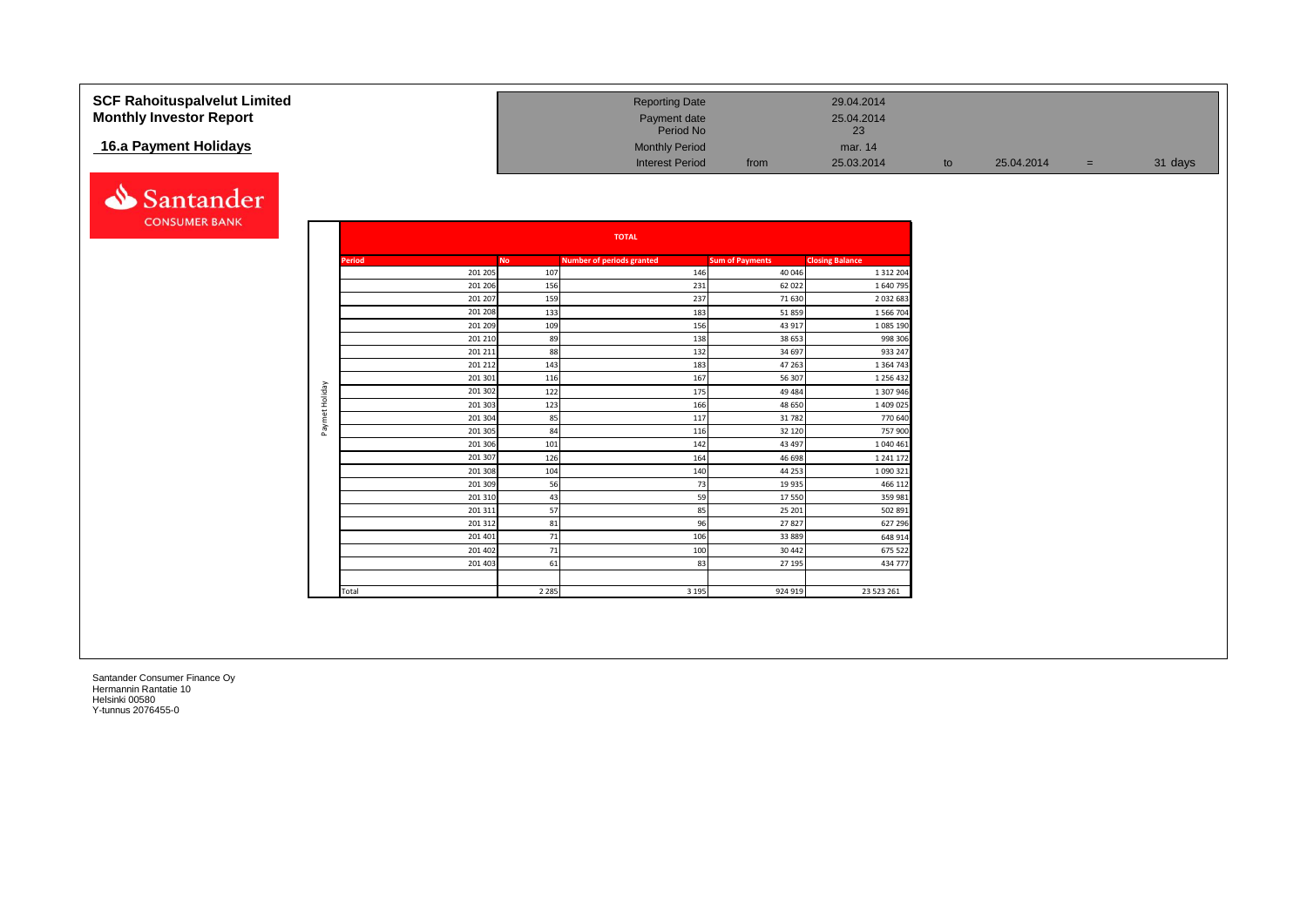# SCF Rahoituspalvelut Limited
## Monthly Investor Report

### 16.a Payment Holidays

| | | | | | | | |
|---|---|---|---|---|---|---|---|
| Reporting Date | | 29.04.2014 | | | | | |
| Payment date | | 25.04.2014 | | | | | |
| Period No | | 23 | | | | | |
| Monthly Period | | mar. 14 | | | | | |
| Interest Period | from | 25.03.2014 | to | 25.04.2014 | = | 31 days | |

Santander CONSUMER BANK

**TOTAL**

Paymet Holiday

| Period | No | Number of periods granted | Sum of Payments | Closing Balance |
|---|---|---|---|---|
| 201 205 | 107 | 146 | 40 046 | 1 312 204 |
| 201 206 | 156 | 231 | 62 022 | 1 640 795 |
| 201 207 | 159 | 237 | 71 630 | 2 032 683 |
| 201 208 | 133 | 183 | 51 859 | 1 566 704 |
| 201 209 | 109 | 156 | 43 917 | 1 085 190 |
| 201 210 | 89 | 138 | 38 653 | 998 306 |
| 201 211 | 88 | 132 | 34 697 | 933 247 |
| 201 212 | 143 | 183 | 47 263 | 1 364 743 |
| 201 301 | 116 | 167 | 56 307 | 1 256 432 |
| 201 302 | 122 | 175 | 49 484 | 1 307 946 |
| 201 303 | 123 | 166 | 48 650 | 1 409 025 |
| 201 304 | 85 | 117 | 31 782 | 770 640 |
| 201 305 | 84 | 116 | 32 120 | 757 900 |
| 201 306 | 101 | 142 | 43 497 | 1 040 461 |
| 201 307 | 126 | 164 | 46 698 | 1 241 172 |
| 201 308 | 104 | 140 | 44 253 | 1 090 321 |
| 201 309 | 56 | 73 | 19 935 | 466 112 |
| 201 310 | 43 | 59 | 17 550 | 359 981 |
| 201 311 | 57 | 85 | 25 201 | 502 891 |
| 201 312 | 81 | 96 | 27 827 | 627 296 |
| 201 401 | 71 | 106 | 33 889 | 648 914 |
| 201 402 | 71 | 100 | 30 442 | 675 522 |
| 201 403 | 61 | 83 | 27 195 | 434 777 |
| | | | | |
| Total | 2 285 | 3 195 | 924 919 | 23 523 261 |

Santander Consumer Finance Oy
Hermannin Rantatie 10
Helsinki 00580
Y-tunnus 2076455-0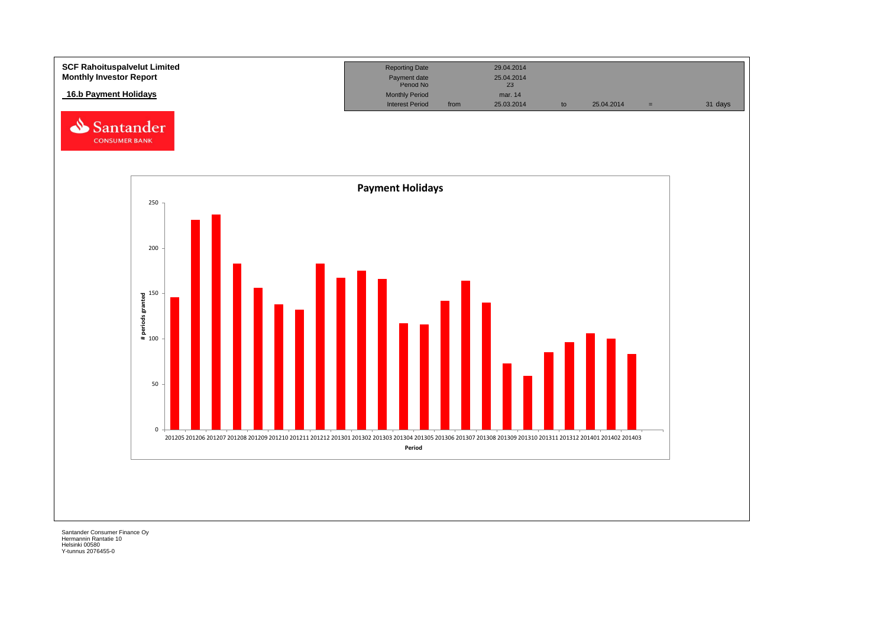**SCF Rahoituspalvelut Limited**
**Monthly Investor Report**

## 16.b Payment Holidays

| | | | | | | |
|---|---|---|---|---|---|---|
| Reporting Date | | 29.04.2014 | | | | |
| Payment date | | 25.04.2014 | | | | |
| Period No | | 23 | | | | |
| Monthly Period | | mar. 14 | | | | |
| Interest Period | from | 25.03.2014 | to | 25.04.2014 | = | 31 days |

Santander CONSUMER BANK

Payment Holidays

# periods granted

250
200
150
100
50
0

201205 201206 201207 201208 201209 201210 201211 201212 201301 201302 201303 201304 201305 201306 201307 201308 201309 201310 201311 201312 201401 201402 201403

Period

Santander Consumer Finance Oy
Hermannin Rantatie 10
Helsinki 00580
Y-tunnus 2076455-0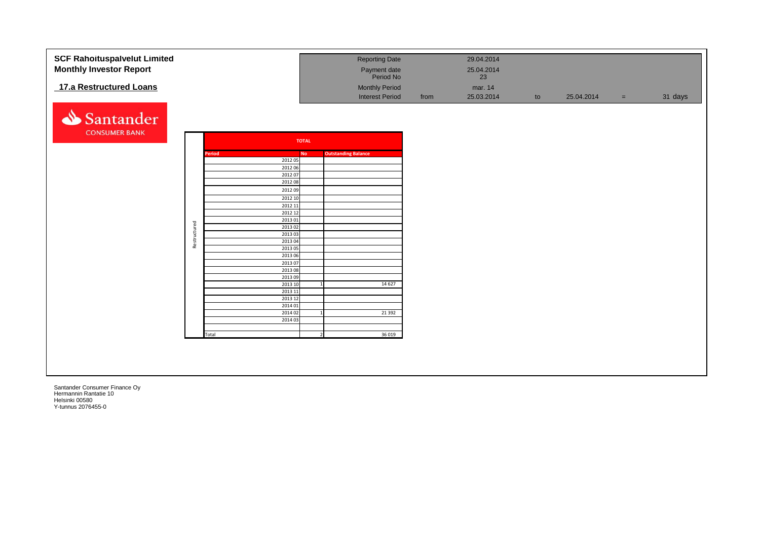**SCF Rahoituspalvelut Limited**
**Monthly Investor Report**

## 17.a Restructured Loans

| | | | | | | |
|---|---|---|---|---|---|---|
| Reporting Date | | 29.04.2014 | | | | |
| Payment date | | 25.04.2014 | | | | |
| Period No | | 23 | | | | |
| Monthly Period | | mar. 14 | | | | |
| Interest Period | from | 25.03.2014 | to | 25.04.2014 | = | 31 days |

Santander CONSUMER BANK

| | TOTAL | | |
|---|---|---|---|
| | Period | No | Outstanding Balance |
| Restructured | 2012 05 | | |
| | 2012 06 | | |
| | 2012 07 | | |
| | 2012 08 | | |
| | 2012 09 | | |
| | 2012 10 | | |
| | 2012 11 | | |
| | 2012 12 | | |
| | 2013 01 | | |
| | 2013 02 | | |
| | 2013 03 | | |
| | 2013 04 | | |
| | 2013 05 | | |
| | 2013 06 | | |
| | 2013 07 | | |
| | 2013 08 | | |
| | 2013 09 | | |
| | 2013 10 | 1 | 14 627 |
| | 2013 11 | | |
| | 2013 12 | | |
| | 2014 01 | | |
| | 2014 02 | 1 | 21 392 |
| | 2014 03 | | |
| | | | |
| | Total | 2 | 36 019 |

Santander Consumer Finance Oy
Hermannin Rantatie 10
Helsinki 00580
Y-tunnus 2076455-0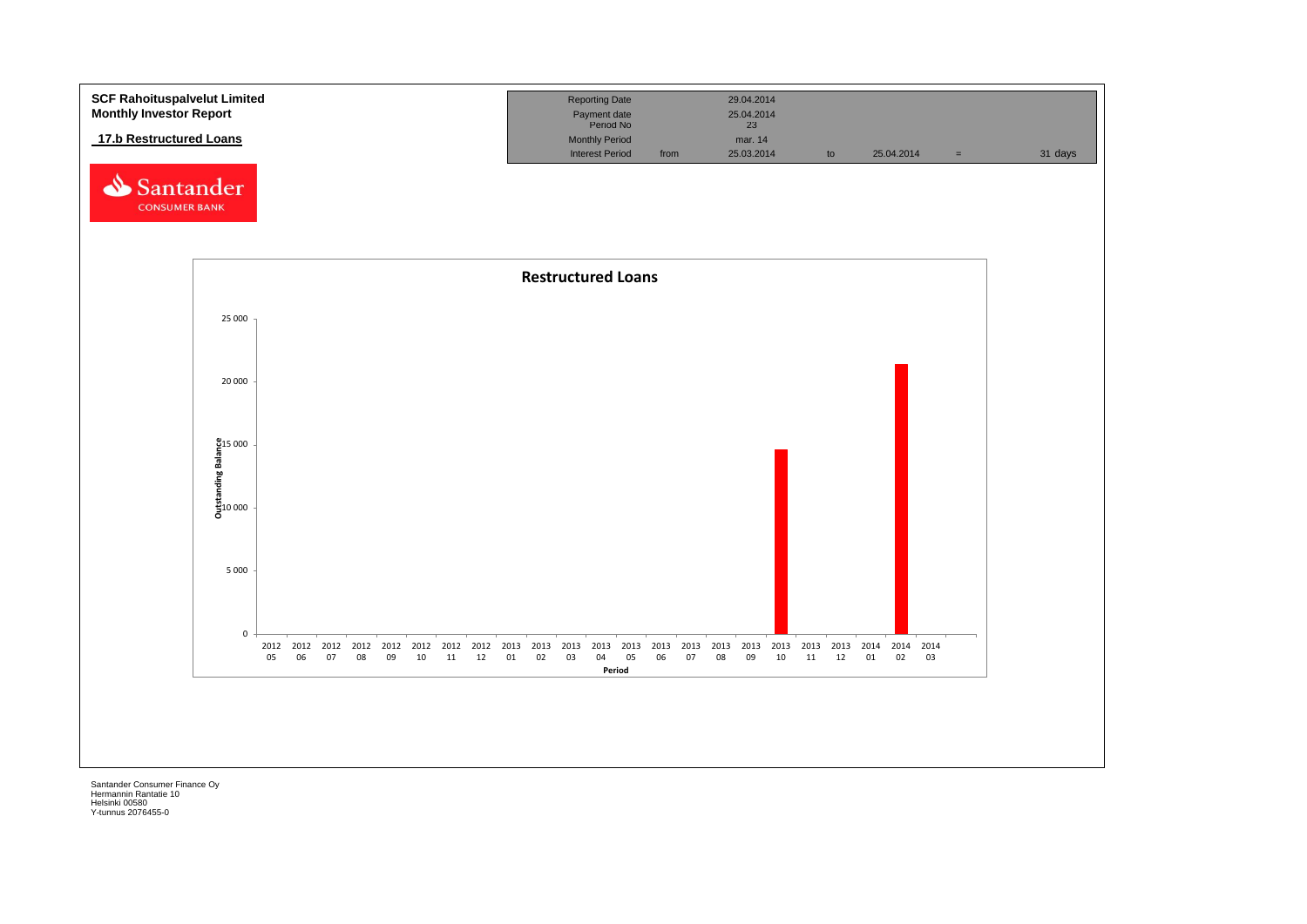**SCF Rahoituspalvelut Limited**
**Monthly Investor Report**

**17.b Restructured Loans**

| Reporting Date | | 29.04.2014 | | | | |
|---|---|---|---|---|---|---|
| Payment date | | 25.04.2014 | | | | |
| Period No | | 23 | | | | |
| Monthly Period | | mar. 14 | | | | |
| Interest Period | from | 25.03.2014 | to | 25.04.2014 | = | 31 days |

**Restructured Loans**

Outstanding Balance

25 000
20 000
15 000
10 000
5 000
0

2012 05, 2012 06, 2012 07, 2012 08, 2012 09, 2012 10, 2012 11, 2012 12, 2013 01, 2013 02, 2013 03, 2013 04, 2013 05, 2013 06, 2013 07, 2013 08, 2013 09, 2013 10, 2013 11, 2013 12, 2014 01, 2014 02, 2014 03

Period

Santander Consumer Finance Oy
Hermannin Rantatie 10
Helsinki 00580
Y-tunnus 2076455-0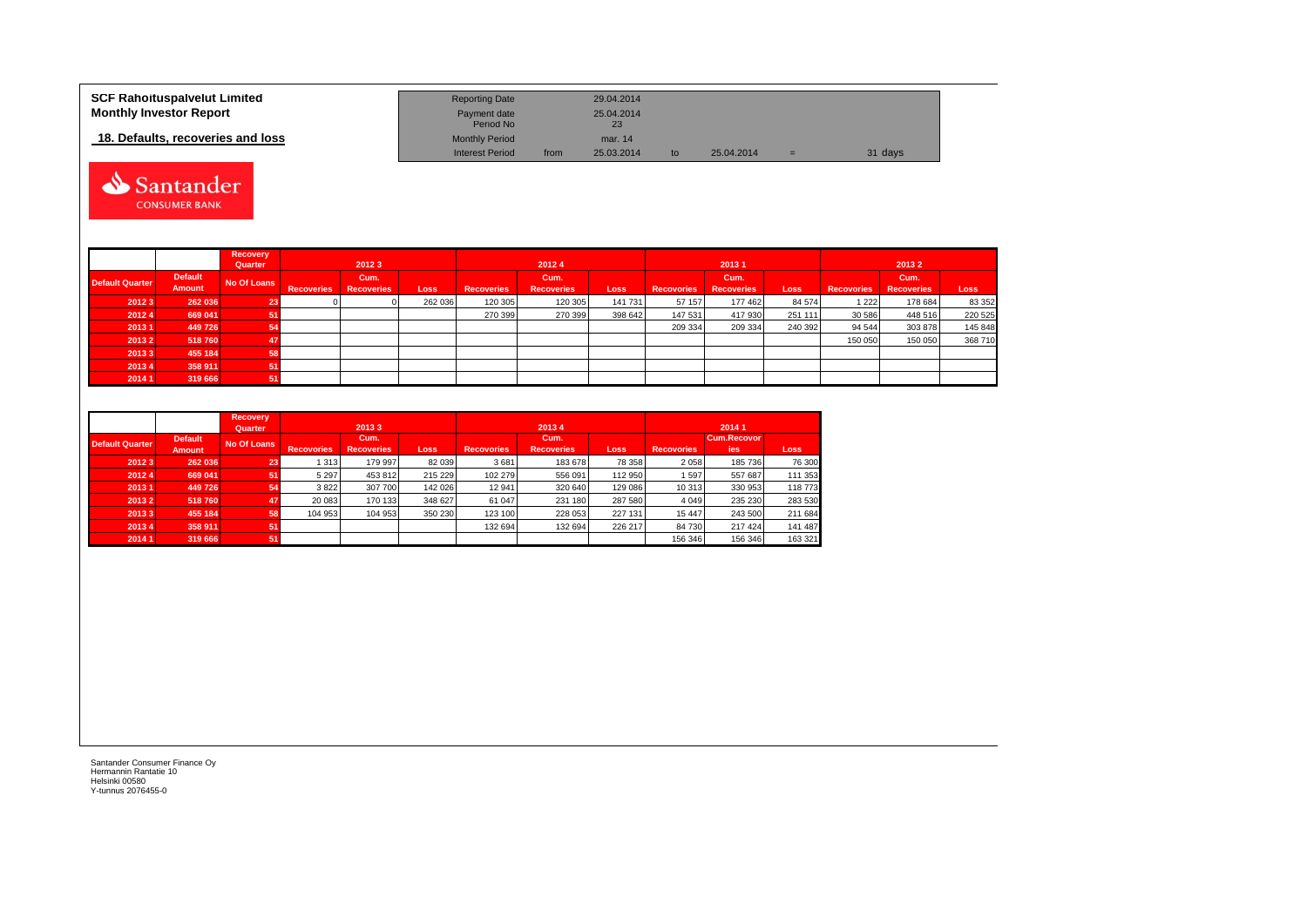**SCF Rahoituspalvelut Limited**
**Monthly Investor Report**

**18. Defaults, recoveries and loss**

| | | | | | | |
|---|---|---|---|---|---|---|
| Reporting Date | | 29.04.2014 | | | | |
| Payment date | | 25.04.2014 | | | | |
| Period No | | 23 | | | | |
| Monthly Period | | mar. 14 | | | | |
| Interest Period | from | 25.03.2014 | to | 25.04.2014 | = | 31 days |

| | | Recovery Quarter | 2012 3 | | | 2012 4 | | | 2013 1 | | | 2013 2 | | |
|---|---|---|---|---|---|---|---|---|---|---|---|---|---|---|
| Default Quarter | Default Amount | No Of Loans | Recoveries | Cum. Recoveries | Loss | Recoveries | Cum. Recoveries | Loss | Recoveries | Cum. Recoveries | Loss | Recoveries | Cum. Recoveries | Loss |
| 2012 3 | 262 036 | 23 | 0 | 0 | 262 036 | 120 305 | 120 305 | 141 731 | 57 157 | 177 462 | 84 574 | 1 222 | 178 684 | 83 352 |
| 2012 4 | 669 041 | 51 | | | | 270 399 | 270 399 | 398 642 | 147 531 | 417 930 | 251 111 | 30 586 | 448 516 | 220 525 |
| 2013 1 | 449 726 | 54 | | | | | | | 209 334 | 209 334 | 240 392 | 94 544 | 303 878 | 145 848 |
| 2013 2 | 518 760 | 47 | | | | | | | | | | 150 050 | 150 050 | 368 710 |
| 2013 3 | 455 184 | 58 | | | | | | | | | | | | |
| 2013 4 | 358 911 | 51 | | | | | | | | | | | | |
| 2014 1 | 319 666 | 51 | | | | | | | | | | | | |

| | | Recovery Quarter | 2013 3 | | | 2013 4 | | | 2014 1 | | |
|---|---|---|---|---|---|---|---|---|---|---|---|
| Default Quarter | Default Amount | No Of Loans | Recoveries | Cum. Recoveries | Loss | Recoveries | Cum. Recoveries | Loss | Recoveries | Cum.Recoveries | Loss |
| 2012 3 | 262 036 | 23 | 1 313 | 179 997 | 82 039 | 3 681 | 183 678 | 78 358 | 2 058 | 185 736 | 76 300 |
| 2012 4 | 669 041 | 51 | 5 297 | 453 812 | 215 229 | 102 279 | 556 091 | 112 950 | 1 597 | 557 687 | 111 353 |
| 2013 1 | 449 726 | 54 | 3 822 | 307 700 | 142 026 | 12 941 | 320 640 | 129 086 | 10 313 | 330 953 | 118 773 |
| 2013 2 | 518 760 | 47 | 20 083 | 170 133 | 348 627 | 61 047 | 231 180 | 287 580 | 4 049 | 235 230 | 283 530 |
| 2013 3 | 455 184 | 58 | 104 953 | 104 953 | 350 230 | 123 100 | 228 053 | 227 131 | 15 447 | 243 500 | 211 684 |
| 2013 4 | 358 911 | 51 | | | | 132 694 | 132 694 | 226 217 | 84 730 | 217 424 | 141 487 |
| 2014 1 | 319 666 | 51 | | | | | | | 156 346 | 156 346 | 163 321 |

Santander Consumer Finance Oy
Hermannin Rantatie 10
Helsinki 00580
Y-tunnus 2076455-0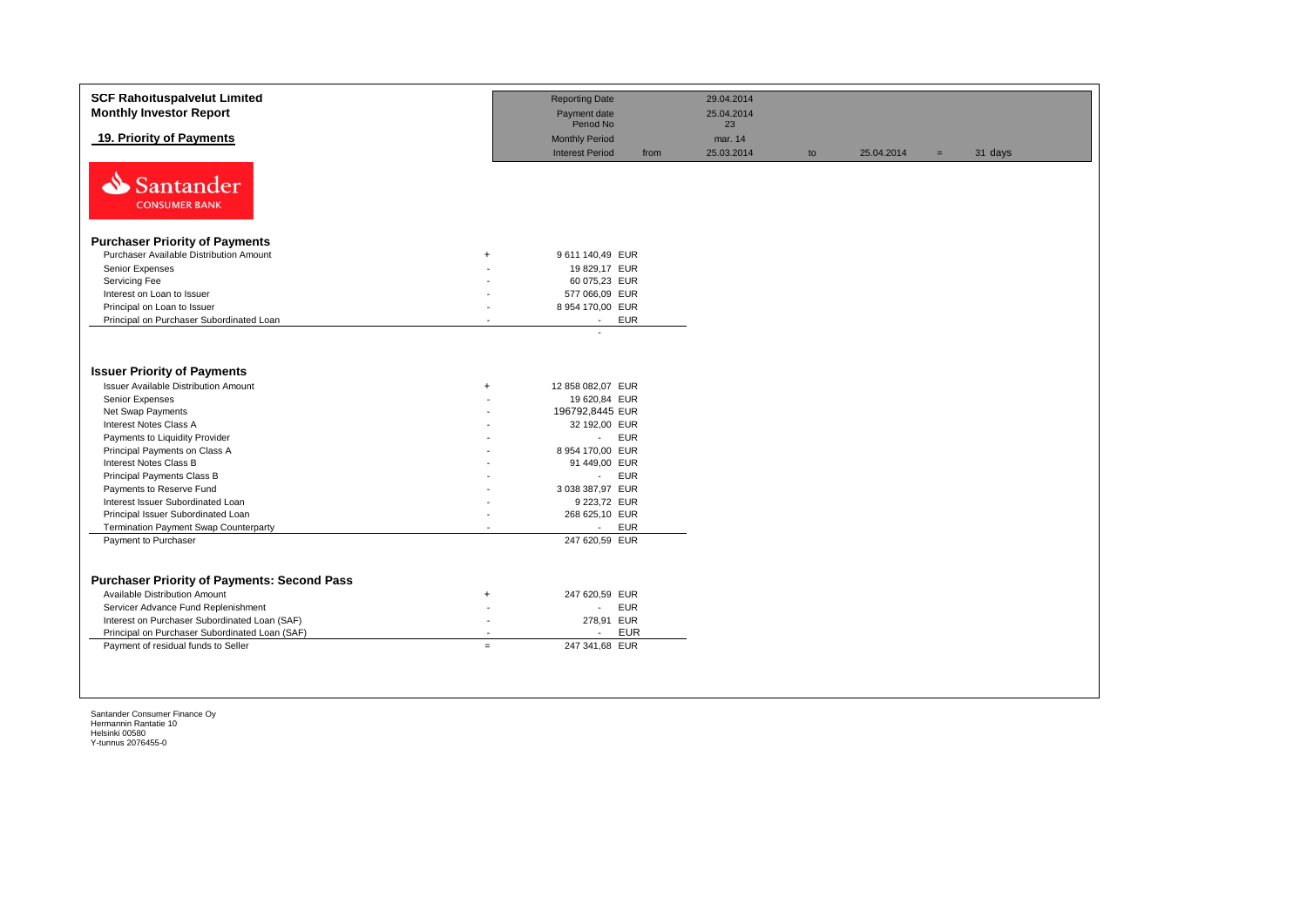**SCF Rahoituspalvelut Limited**
**Monthly Investor Report**

## 19. Priority of Payments

| | | | | | | | |
|---|---|---|---|---|---|---|---|
| Reporting Date | | 29.04.2014 | | | | | |
| Payment date | | 25.04.2014 | | | | | |
| Period No | | 23 | | | | | |
| Monthly Period | | mar. 14 | | | | | |
| Interest Period | from | 25.03.2014 | to | 25.04.2014 | = | 31 days | |

Santander CONSUMER BANK

### Purchaser Priority of Payments

| | | | |
|---|---|---|---|
| Purchaser Available Distribution Amount | + | 9 611 140,49 | EUR |
| Senior Expenses | - | 19 829,17 | EUR |
| Servicing Fee | - | 60 075,23 | EUR |
| Interest on Loan to Issuer | - | 577 066,09 | EUR |
| Principal on Loan to Issuer | - | 8 954 170,00 | EUR |
| Principal on Purchaser Subordinated Loan | - | - | EUR |
| | | - | |

### Issuer Priority of Payments

| | | | |
|---|---|---|---|
| Issuer Available Distribution Amount | + | 12 858 082,07 | EUR |
| Senior Expenses | - | 19 620,84 | EUR |
| Net Swap Payments | - | 196792,8445 | EUR |
| Interest Notes Class A | - | 32 192,00 | EUR |
| Payments to Liquidity Provider | - | - | EUR |
| Principal Payments on Class A | - | 8 954 170,00 | EUR |
| Interest Notes Class B | - | 91 449,00 | EUR |
| Principal Payments Class B | - | - | EUR |
| Payments to Reserve Fund | - | 3 038 387,97 | EUR |
| Interest Issuer Subordinated Loan | - | 9 223,72 | EUR |
| Principal Issuer Subordinated Loan | - | 268 625,10 | EUR |
| Termination Payment Swap Counterparty | - | - | EUR |
| Payment to Purchaser | | 247 620,59 | EUR |

### Purchaser Priority of Payments: Second Pass

| | | | |
|---|---|---|---|
| Available Distribution Amount | + | 247 620,59 | EUR |
| Servicer Advance Fund Replenishment | - | - | EUR |
| Interest on Purchaser Subordinated Loan (SAF) | - | 278,91 | EUR |
| Principal on Purchaser Subordinated Loan (SAF) | - | - | EUR |
| Payment of residual funds to Seller | = | 247 341,68 | EUR |

Santander Consumer Finance Oy
Hermannin Rantatie 10
Helsinki 00580
Y-tunnus 2076455-0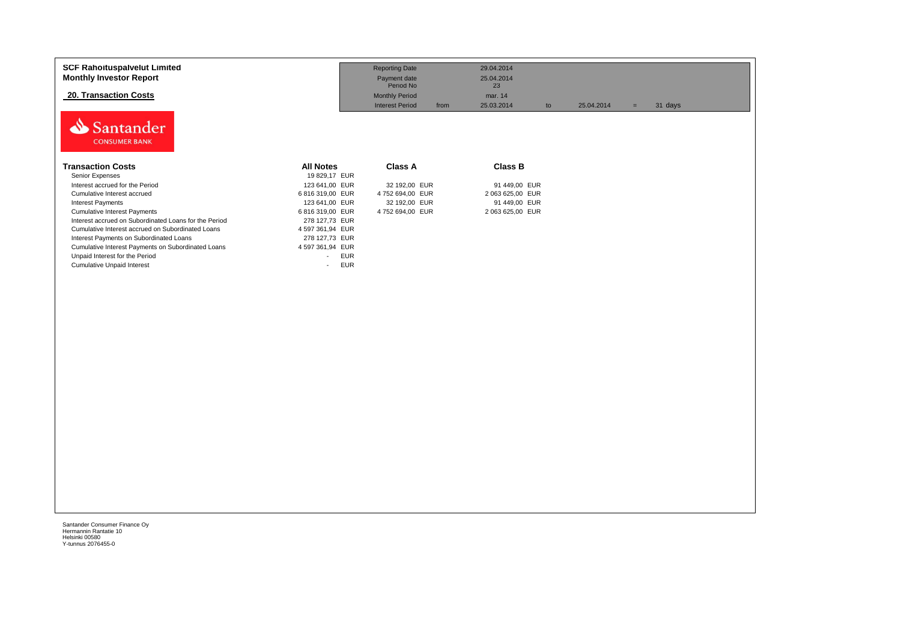**SCF Rahoituspalvelut Limited**
**Monthly Investor Report**

## 20. Transaction Costs

| | | | | | | | |
|---|---|---|---|---|---|---|---|
| Reporting Date | | 29.04.2014 | | | | | |
| Payment date | | 25.04.2014 | | | | | |
| Period No | | 23 | | | | | |
| Monthly Period | | mar. 14 | | | | | |
| Interest Period | from | 25.03.2014 | to | 25.04.2014 | = | 31 | days |

Santander CONSUMER BANK

| Transaction Costs | All Notes | | Class A | | Class B | |
|---|---|---|---|---|---|---|
| Senior Expenses | 19 829,17 | EUR | | | | |
| Interest accrued for the Period | 123 641,00 | EUR | 32 192,00 | EUR | 91 449,00 | EUR |
| Cumulative Interest accrued | 6 816 319,00 | EUR | 4 752 694,00 | EUR | 2 063 625,00 | EUR |
| Interest Payments | 123 641,00 | EUR | 32 192,00 | EUR | 91 449,00 | EUR |
| Cumulative Interest Payments | 6 816 319,00 | EUR | 4 752 694,00 | EUR | 2 063 625,00 | EUR |
| Interest accrued on Subordinated Loans for the Period | 278 127,73 | EUR | | | | |
| Cumulative Interest accrued on Subordinated Loans | 4 597 361,94 | EUR | | | | |
| Interest Payments on Subordinated Loans | 278 127,73 | EUR | | | | |
| Cumulative Interest Payments on Subordinated Loans | 4 597 361,94 | EUR | | | | |
| Unpaid Interest for the Period | - | EUR | | | | |
| Cumulative Unpaid Interest | - | EUR | | | | |

Santander Consumer Finance Oy
Hermannin Rantatie 10
Helsinki 00580
Y-tunnus 2076455-0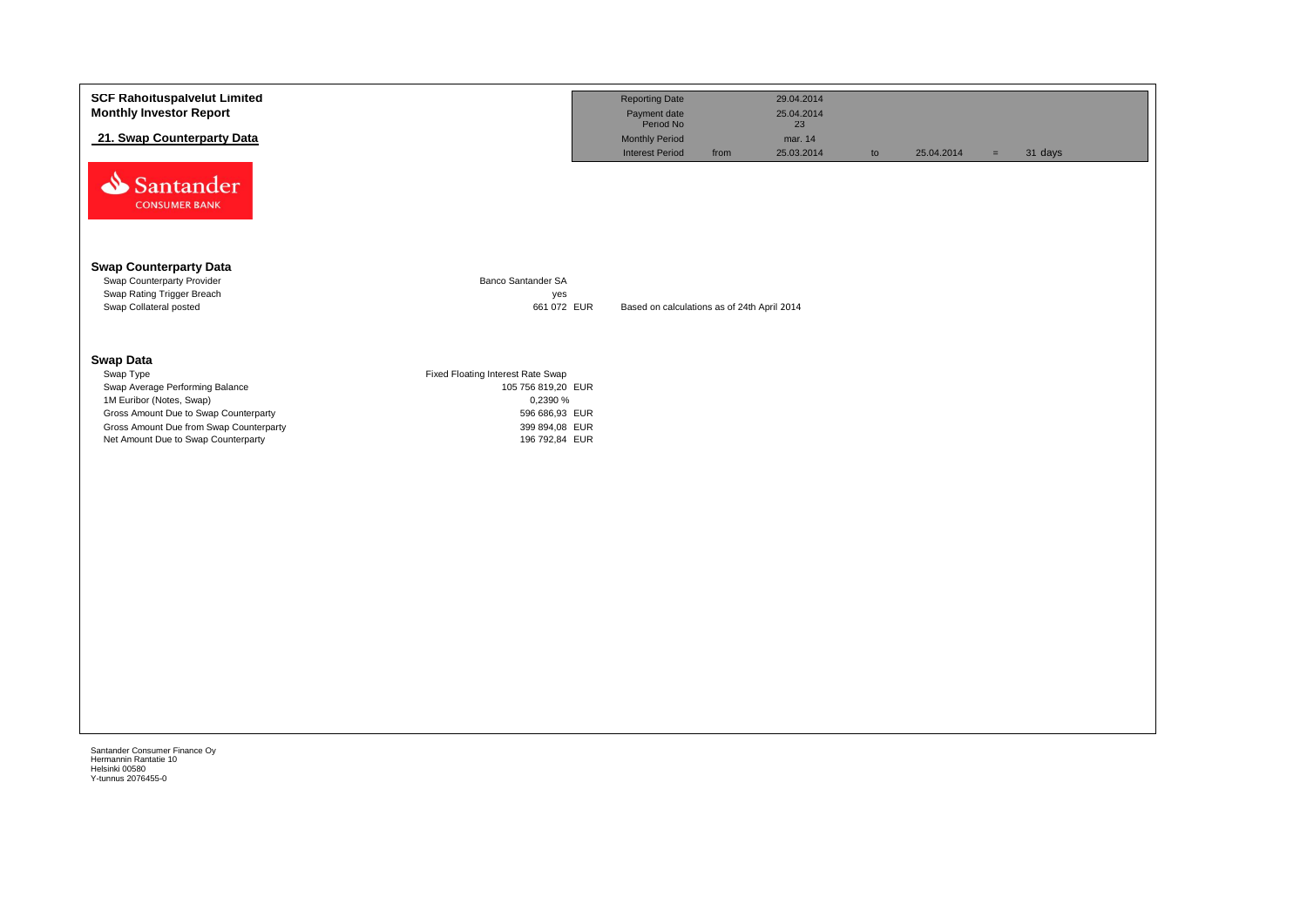**SCF Rahoituspalvelut Limited**
**Monthly Investor Report**

## 21. Swap Counterparty Data

| | | | | | | | |
|---|---|---|---|---|---|---|---|
| Reporting Date | | 29.04.2014 | | | | | |
| Payment date | | 25.04.2014 | | | | | |
| Period No | | 23 | | | | | |
| Monthly Period | | mar. 14 | | | | | |
| Interest Period | from | 25.03.2014 | to | 25.04.2014 | = | 31 days | |

### Swap Counterparty Data

| | | |
|---|---|---|
| Swap Counterparty Provider | Banco Santander SA | |
| Swap Rating Trigger Breach | yes | |
| Swap Collateral posted | 661 072 EUR | Based on calculations as of 24th April 2014 |

### Swap Data

| | |
|---|---|
| Swap Type | Fixed Floating Interest Rate Swap |
| Swap Average Performing Balance | 105 756 819,20 EUR |
| 1M Euribor (Notes, Swap) | 0,2390 % |
| Gross Amount Due to Swap Counterparty | 596 686,93 EUR |
| Gross Amount Due from Swap Counterparty | 399 894,08 EUR |
| Net Amount Due to Swap Counterparty | 196 792,84 EUR |

Santander Consumer Finance Oy
Hermannin Rantatie 10
Helsinki 00580
Y-tunnus 2076455-0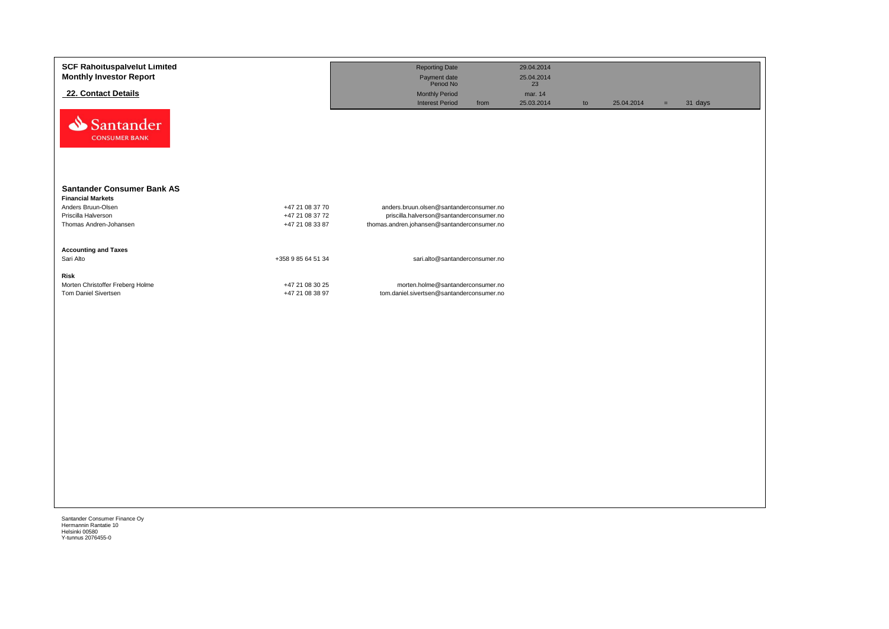**SCF Rahoituspalvelut Limited**
**Monthly Investor Report**

## 22. Contact Details

| | | | | | | |
|---|---|---|---|---|---|---|
| Reporting Date | | 29.04.2014 | | | | |
| Payment date | | 25.04.2014 | | | | |
| Period No | | 23 | | | | |
| Monthly Period | | mar. 14 | | | | |
| Interest Period | from | 25.03.2014 | to | 25.04.2014 | = | 31 days |

Santander CONSUMER BANK

### Santander Consumer Bank AS

**Financial Markets**

| | | |
|---|---|---|
| Anders Bruun-Olsen | +47 21 08 37 70 | anders.bruun.olsen@santanderconsumer.no |
| Priscilla Halverson | +47 21 08 37 72 | priscilla.halverson@santanderconsumer.no |
| Thomas Andren-Johansen | +47 21 08 33 87 | thomas.andren.johansen@santanderconsumer.no |

**Accounting and Taxes**

| | | |
|---|---|---|
| Sari Alto | +358 9 85 64 51 34 | sari.alto@santanderconsumer.no |

**Risk**

| | | |
|---|---|---|
| Morten Christoffer Freberg Holme | +47 21 08 30 25 | morten.holme@santanderconsumer.no |
| Tom Daniel Sivertsen | +47 21 08 38 97 | tom.daniel.sivertsen@santanderconsumer.no |

Santander Consumer Finance Oy
Hermannin Rantatie 10
Helsinki 00580
Y-tunnus 2076455-0